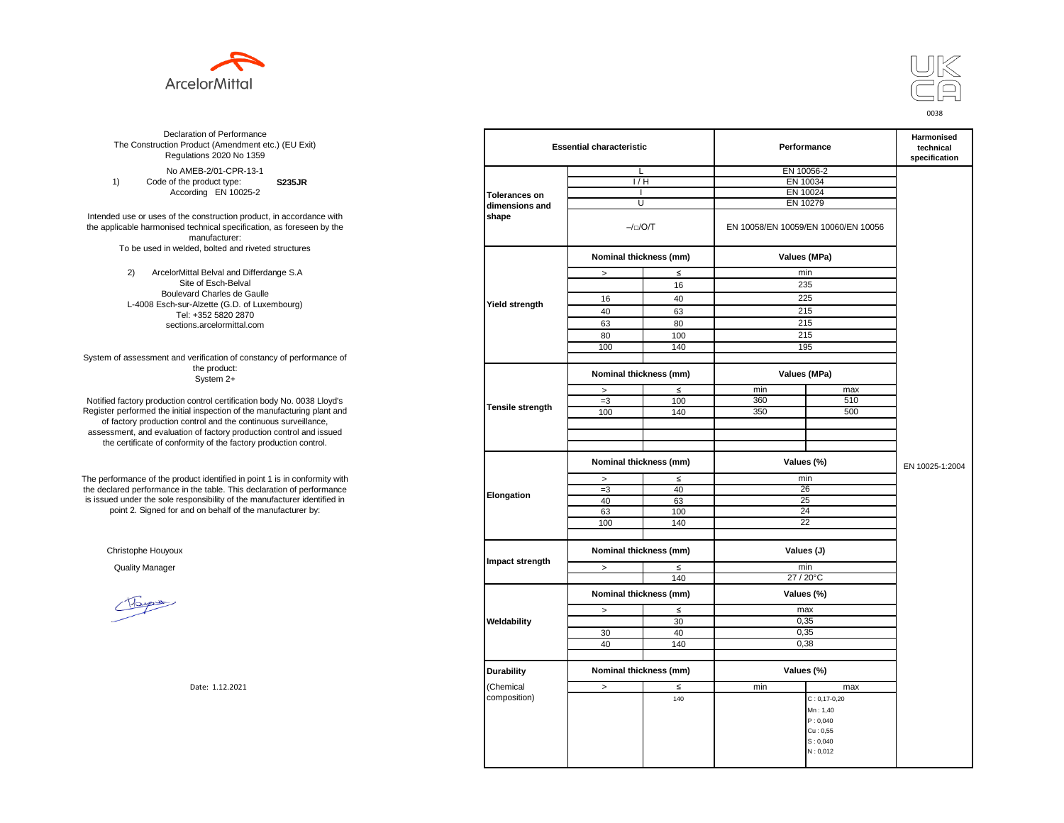ArcelorMittal

UK CA
0038

Declaration of Performance
The Construction Product (Amendment etc.) (EU Exit) Regulations 2020 No 1359

No AMEB-2/01-CPR-13-1

1) Code of the product type: **S235JR**
According EN 10025-2

Intended use or uses of the construction product, in accordance with the applicable harmonised technical specification, as foreseen by the manufacturer:
To be used in welded, bolted and riveted structures

2) ArcelorMittal Belval and Differdange S.A
Site of Esch-Belval
Boulevard Charles de Gaulle
L-4008 Esch-sur-Alzette (G.D. of Luxembourg)
Tel: +352 5820 2870
sections.arcelormittal.com

System of assessment and verification of constancy of performance of the product:
System 2+

Notified factory production control certification body No. 0038 Lloyd's Register performed the initial inspection of the manufacturing plant and of factory production control and the continuous surveillance, assessment, and evaluation of factory production control and issued the certificate of conformity of the factory production control.

The performance of the product identified in point 1 is in conformity with the declared performance in the table. This declaration of performance is issued under the sole responsibility of the manufacturer identified in point 2. Signed for and on behalf of the manufacturer by:

Christophe Houyoux

Quality Manager

Date: 1.12.2021

| Essential characteristic | | | Performance | | Harmonised technical specification |
|---|---|---|---|---|---|
| Tolerances on dimensions and shape | L | | EN 10056-2 | | EN 10025-1:2004 |
| | I / H | | EN 10034 | | |
| | I | | EN 10024 | | |
| | U | | EN 10279 | | |
| | –/□/O/T | | EN 10058/EN 10059/EN 10060/EN 10056 | | |
| Yield strength | Nominal thickness (mm) | | Values (MPa) | | |
| | > | ≤ | min | | |
| | | 16 | 235 | | |
| | 16 | 40 | 225 | | |
| | 40 | 63 | 215 | | |
| | 63 | 80 | 215 | | |
| | 80 | 100 | 215 | | |
| | 100 | 140 | 195 | | |
| Tensile strength | Nominal thickness (mm) | | Values (MPa) | | |
| | > | ≤ | min | max | |
| | =3 | 100 | 360 | 510 | |
| | 100 | 140 | 350 | 500 | |
| Elongation | Nominal thickness (mm) | | Values (%) | | |
| | > | ≤ | min | | |
| | =3 | 40 | 26 | | |
| | 40 | 63 | 25 | | |
| | 63 | 100 | 24 | | |
| | 100 | 140 | 22 | | |
| Impact strength | Nominal thickness (mm) | | Values (J) | | |
| | > | ≤ | min | | |
| | | 140 | 27 / 20°C | | |
| Weldability | Nominal thickness (mm) | | Values (%) | | |
| | > | ≤ | max | | |
| | | 30 | 0,35 | | |
| | 30 | 40 | 0,35 | | |
| | 40 | 140 | 0,38 | | |
| Durability (Chemical composition) | Nominal thickness (mm) | | Values (%) | | |
| | > | ≤ | min | max | |
| | | 140 | | C : 0,17-0,20<br>Mn : 1,40<br>P : 0,040<br>Cu : 0,55<br>S : 0,040<br>N : 0,012 | |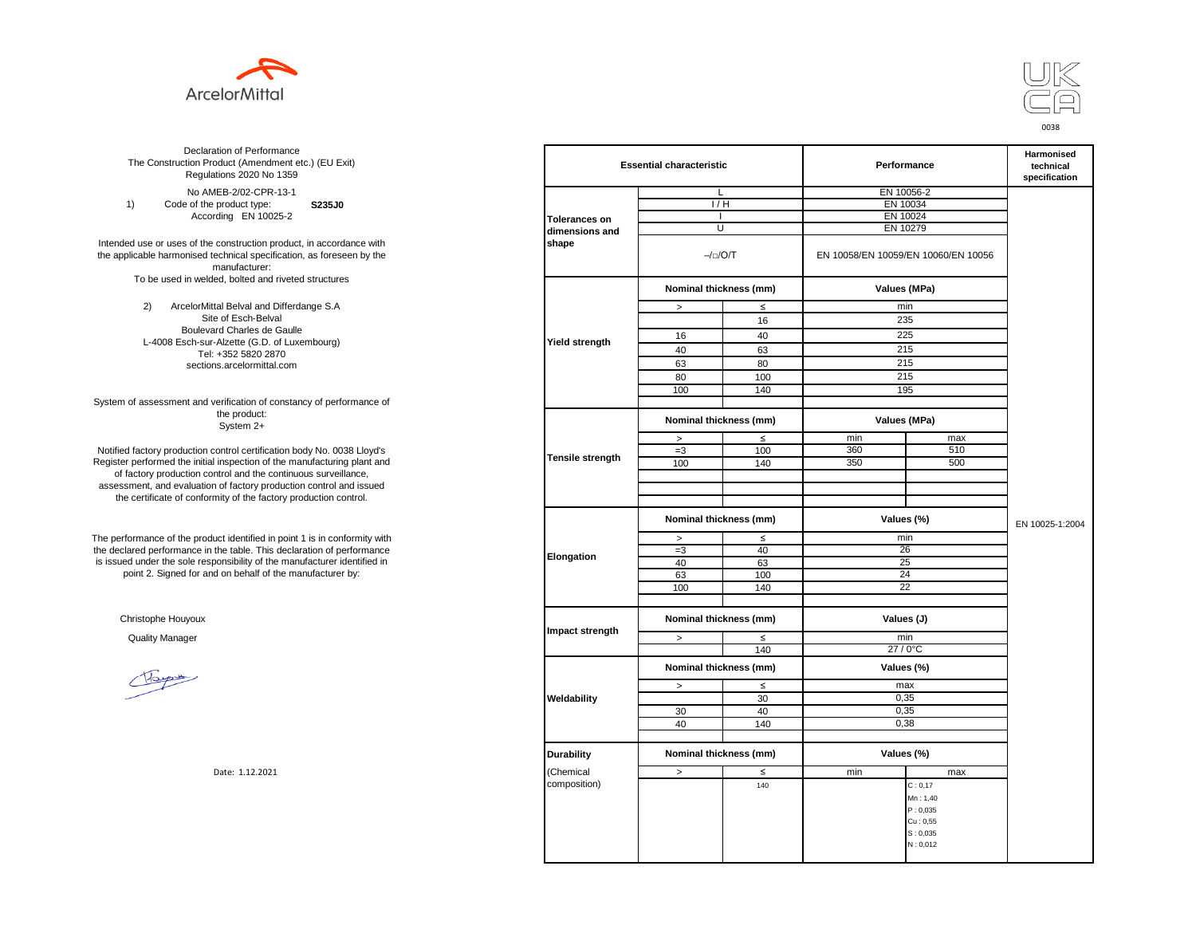ArcelorMittal

UK CA

0038

Declaration of Performance
The Construction Product (Amendment etc.) (EU Exit) Regulations 2020 No 1359

No AMEB-2/02-CPR-13-1

1) Code of the product type: **S235J0**
According EN 10025-2

Intended use or uses of the construction product, in accordance with the applicable harmonised technical specification, as foreseen by the manufacturer:
To be used in welded, bolted and riveted structures

2) ArcelorMittal Belval and Differdange S.A
Site of Esch-Belval
Boulevard Charles de Gaulle
L-4008 Esch-sur-Alzette (G.D. of Luxembourg)
Tel: +352 5820 2870
sections.arcelormittal.com

System of assessment and verification of constancy of performance of the product:
System 2+

Notified factory production control certification body No. 0038 Lloyd's Register performed the initial inspection of the manufacturing plant and of factory production control and the continuous surveillance, assessment, and evaluation of factory production control and issued the certificate of conformity of the factory production control.

The performance of the product identified in point 1 is in conformity with the declared performance in the table. This declaration of performance is issued under the sole responsibility of the manufacturer identified in point 2. Signed for and on behalf of the manufacturer by:

Christophe Houyoux

Quality Manager

Date: 1.12.2021

| Essential characteristic | | | Performance | | Harmonised technical specification |
|---|---|---|---|---|---|
| Tolerances on dimensions and shape | L | | EN 10056-2 | | EN 10025-1:2004 |
| | I / H | | EN 10034 | | |
| | I | | EN 10024 | | |
| | U | | EN 10279 | | |
| | –/□/O/T | | EN 10058/EN 10059/EN 10060/EN 10056 | | |
| Yield strength | Nominal thickness (mm) | | Values (MPa) | | |
| | > | ≤ | min | | |
| | | 16 | 235 | | |
| | 16 | 40 | 225 | | |
| | 40 | 63 | 215 | | |
| | 63 | 80 | 215 | | |
| | 80 | 100 | 215 | | |
| | 100 | 140 | 195 | | |
| Tensile strength | Nominal thickness (mm) | | Values (MPa) | | |
| | > | ≤ | min | max | |
| | =3 | 100 | 360 | 510 | |
| | 100 | 140 | 350 | 500 | |
| Elongation | Nominal thickness (mm) | | Values (%) | | |
| | > | ≤ | min | | |
| | =3 | 40 | 26 | | |
| | 40 | 63 | 25 | | |
| | 63 | 100 | 24 | | |
| | 100 | 140 | 22 | | |
| Impact strength | Nominal thickness (mm) | | Values (J) | | |
| | > | ≤ | min | | |
| | | 140 | 27 / 0°C | | |
| Weldability | Nominal thickness (mm) | | Values (%) | | |
| | > | ≤ | max | | |
| | | 30 | 0,35 | | |
| | 30 | 40 | 0,35 | | |
| | 40 | 140 | 0,38 | | |
| Durability (Chemical composition) | Nominal thickness (mm) | | Values (%) | | |
| | > | ≤ | min | max | |
| | | 140 | | C : 0,17<br>Mn : 1,40<br>P : 0,035<br>Cu : 0,55<br>S : 0,035<br>N : 0,012 | |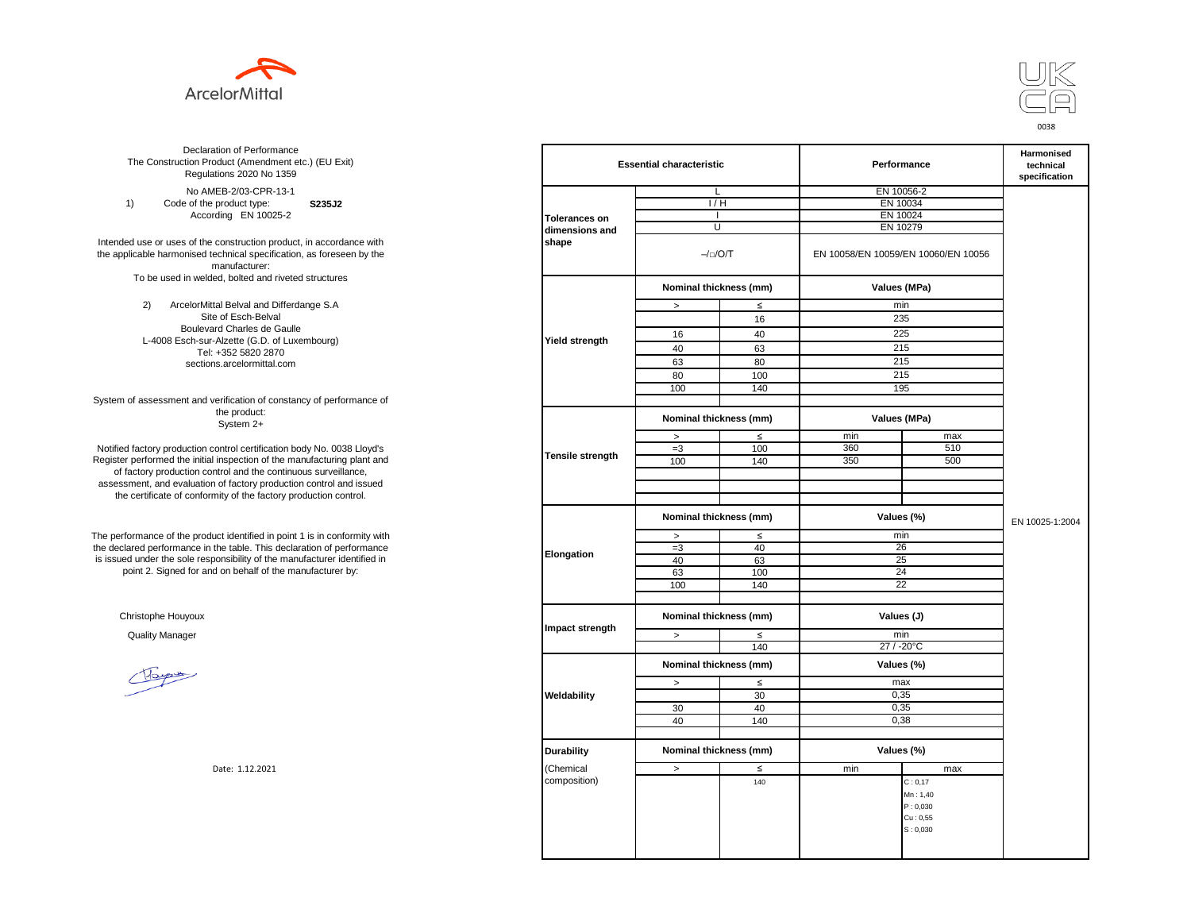ArcelorMittal

UK CA

0038

Declaration of Performance
The Construction Product (Amendment etc.) (EU Exit) Regulations 2020 No 1359

No AMEB-2/03-CPR-13-1

1) Code of the product type: **S235J2**
According EN 10025-2

Intended use or uses of the construction product, in accordance with the applicable harmonised technical specification, as foreseen by the manufacturer:
To be used in welded, bolted and riveted structures

2) ArcelorMittal Belval and Differdange S.A
Site of Esch-Belval
Boulevard Charles de Gaulle
L-4008 Esch-sur-Alzette (G.D. of Luxembourg)
Tel: +352 5820 2870
sections.arcelormittal.com

System of assessment and verification of constancy of performance of the product:
System 2+

Notified factory production control certification body No. 0038 Lloyd's Register performed the initial inspection of the manufacturing plant and of factory production control and the continuous surveillance, assessment, and evaluation of factory production control and issued the certificate of conformity of the factory production control.

The performance of the product identified in point 1 is in conformity with the declared performance in the table. This declaration of performance is issued under the sole responsibility of the manufacturer identified in point 2. Signed for and on behalf of the manufacturer by:

Christophe Houyoux

Quality Manager

Date: 1.12.2021

| Essential characteristic | | | Performance | | Harmonised technical specification |
|---|---|---|---|---|---|
| Tolerances on dimensions and shape | L | | EN 10056-2 | | EN 10025-1:2004 |
| | I / H | | EN 10034 | | |
| | I | | EN 10024 | | |
| | U | | EN 10279 | | |
| | –/□/O/T | | EN 10058/EN 10059/EN 10060/EN 10056 | | |
| Yield strength | Nominal thickness (mm) | | Values (MPa) | | |
| | > | ≤ | min | | |
| | | 16 | 235 | | |
| | 16 | 40 | 225 | | |
| | 40 | 63 | 215 | | |
| | 63 | 80 | 215 | | |
| | 80 | 100 | 215 | | |
| | 100 | 140 | 195 | | |
| Tensile strength | Nominal thickness (mm) | | Values (MPa) | | |
| | > | ≤ | min | max | |
| | =3 | 100 | 360 | 510 | |
| | 100 | 140 | 350 | 500 | |
| Elongation | Nominal thickness (mm) | | Values (%) | | |
| | > | ≤ | min | | |
| | =3 | 40 | 26 | | |
| | 40 | 63 | 25 | | |
| | 63 | 100 | 24 | | |
| | 100 | 140 | 22 | | |
| Impact strength | Nominal thickness (mm) | | Values (J) | | |
| | > | ≤ | min | | |
| | | 140 | 27 / -20°C | | |
| Weldability | Nominal thickness (mm) | | Values (%) | | |
| | > | ≤ | max | | |
| | | 30 | 0,35 | | |
| | 30 | 40 | 0,35 | | |
| | 40 | 140 | 0,38 | | |
| Durability (Chemical composition) | Nominal thickness (mm) | | Values (%) | | |
| | > | ≤ | min | max | |
| | | 140 | | C : 0,17<br>Mn : 1,40<br>P : 0,030<br>Cu : 0,55<br>S : 0,030 | |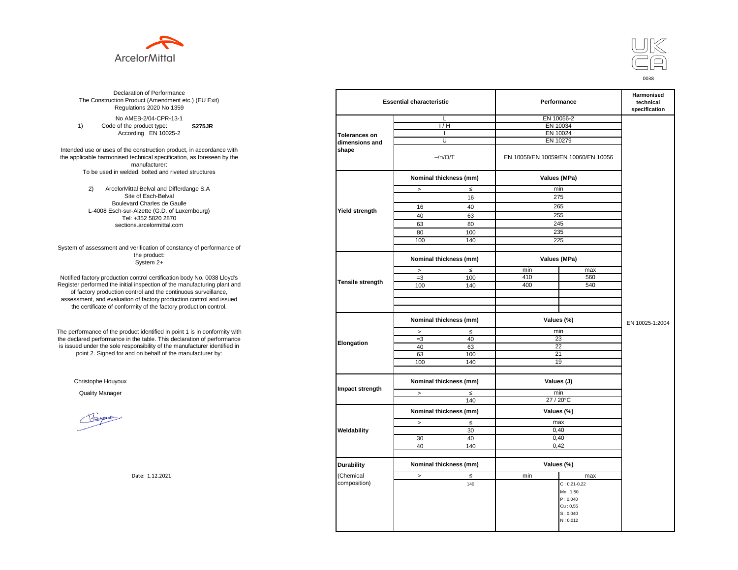ArcelorMittal

UK CA 0038

Declaration of Performance
The Construction Product (Amendment etc.) (EU Exit) Regulations 2020 No 1359

No AMEB-2/04-CPR-13-1

1) Code of the product type: **S275JR**
According EN 10025-2

Intended use or uses of the construction product, in accordance with the applicable harmonised technical specification, as foreseen by the manufacturer:
To be used in welded, bolted and riveted structures

2) ArcelorMittal Belval and Differdange S.A
Site of Esch-Belval
Boulevard Charles de Gaulle
L-4008 Esch-sur-Alzette (G.D. of Luxembourg)
Tel: +352 5820 2870
sections.arcelormittal.com

System of assessment and verification of constancy of performance of the product:
System 2+

Notified factory production control certification body No. 0038 Lloyd's Register performed the initial inspection of the manufacturing plant and of factory production control and the continuous surveillance, assessment, and evaluation of factory production control and issued the certificate of conformity of the factory production control.

The performance of the product identified in point 1 is in conformity with the declared performance in the table. This declaration of performance is issued under the sole responsibility of the manufacturer identified in point 2. Signed for and on behalf of the manufacturer by:

Christophe Houyoux

Quality Manager

Date: 1.12.2021

| Essential characteristic | | | Performance | | Harmonised technical specification |
|---|---|---|---|---|---|
| Tolerances on dimensions and shape | L | | EN 10056-2 | | EN 10025-1:2004 |
| | I / H | | EN 10034 | | |
| | I | | EN 10024 | | |
| | U | | EN 10279 | | |
| | –/□/O/T | | EN 10058/EN 10059/EN 10060/EN 10056 | | |
| Yield strength | Nominal thickness (mm) | | Values (MPa) | | |
| | > | ≤ | min | | |
| | | 16 | 275 | | |
| | 16 | 40 | 265 | | |
| | 40 | 63 | 255 | | |
| | 63 | 80 | 245 | | |
| | 80 | 100 | 235 | | |
| | 100 | 140 | 225 | | |
| Tensile strength | Nominal thickness (mm) | | Values (MPa) | | |
| | > | ≤ | min | max | |
| | =3 | 100 | 410 | 560 | |
| | 100 | 140 | 400 | 540 | |
| Elongation | Nominal thickness (mm) | | Values (%) | | |
| | > | ≤ | min | | |
| | =3 | 40 | 23 | | |
| | 40 | 63 | 22 | | |
| | 63 | 100 | 21 | | |
| | 100 | 140 | 19 | | |
| Impact strength | Nominal thickness (mm) | | Values (J) | | |
| | > | ≤ | min | | |
| | | 140 | 27 / 20°C | | |
| Weldability | Nominal thickness (mm) | | Values (%) | | |
| | > | ≤ | max | | |
| | | 30 | 0,40 | | |
| | 30 | 40 | 0,40 | | |
| | 40 | 140 | 0,42 | | |
| Durability (Chemical composition) | Nominal thickness (mm) | | Values (%) | | |
| | > | ≤ | min | max | |
| | | 140 | | C : 0,21-0,22<br>Mn : 1,50<br>P : 0,040<br>Cu : 0,55<br>S : 0,040<br>N : 0,012 | |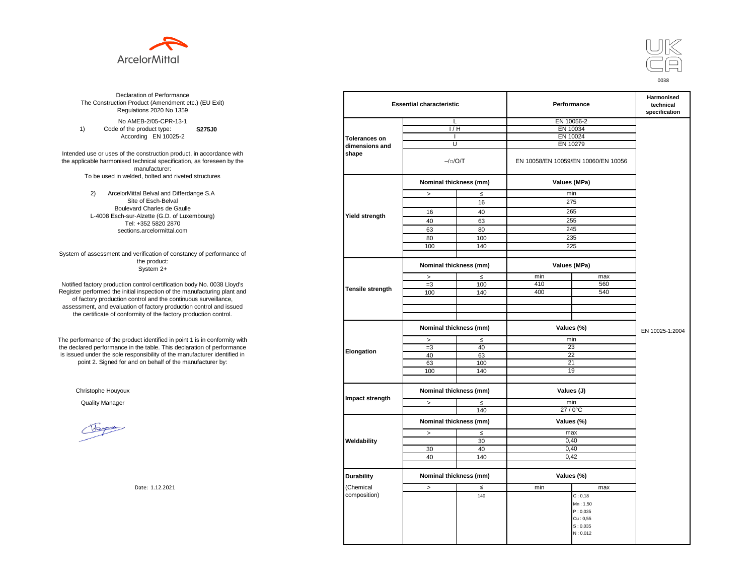ArcelorMittal

UK CA

0038

Declaration of Performance
The Construction Product (Amendment etc.) (EU Exit) Regulations 2020 No 1359

No AMEB-2/05-CPR-13-1

1) Code of the product type: **S275J0**
According EN 10025-2

Intended use or uses of the construction product, in accordance with the applicable harmonised technical specification, as foreseen by the manufacturer:
To be used in welded, bolted and riveted structures

2) ArcelorMittal Belval and Differdange S.A
Site of Esch-Belval
Boulevard Charles de Gaulle
L-4008 Esch-sur-Alzette (G.D. of Luxembourg)
Tel: +352 5820 2870
sections.arcelormittal.com

System of assessment and verification of constancy of performance of the product:
System 2+

Notified factory production control certification body No. 0038 Lloyd's Register performed the initial inspection of the manufacturing plant and of factory production control and the continuous surveillance, assessment, and evaluation of factory production control and issued the certificate of conformity of the factory production control.

The performance of the product identified in point 1 is in conformity with the declared performance in the table. This declaration of performance is issued under the sole responsibility of the manufacturer identified in point 2. Signed for and on behalf of the manufacturer by:

Christophe Houyoux

Quality Manager

Date: 1.12.2021

| Essential characteristic | | | Performance | | Harmonised technical specification |
|---|---|---|---|---|---|
| Tolerances on dimensions and shape | L | | EN 10056-2 | | EN 10025-1:2004 |
| | I / H | | EN 10034 | | |
| | I | | EN 10024 | | |
| | U | | EN 10279 | | |
| | –/□/O/T | | EN 10058/EN 10059/EN 10060/EN 10056 | | |
| Yield strength | Nominal thickness (mm) | | Values (MPa) | | |
| | > | ≤ | min | | |
| | | 16 | 275 | | |
| | 16 | 40 | 265 | | |
| | 40 | 63 | 255 | | |
| | 63 | 80 | 245 | | |
| | 80 | 100 | 235 | | |
| | 100 | 140 | 225 | | |
| Tensile strength | Nominal thickness (mm) | | Values (MPa) | | |
| | > | ≤ | min | max | |
| | =3 | 100 | 410 | 560 | |
| | 100 | 140 | 400 | 540 | |
| Elongation | Nominal thickness (mm) | | Values (%) | | |
| | > | ≤ | min | | |
| | =3 | 40 | 23 | | |
| | 40 | 63 | 22 | | |
| | 63 | 100 | 21 | | |
| | 100 | 140 | 19 | | |
| Impact strength | Nominal thickness (mm) | | Values (J) | | |
| | > | ≤ | min | | |
| | | 140 | 27 / 0°C | | |
| Weldability | Nominal thickness (mm) | | Values (%) | | |
| | > | ≤ | max | | |
| | | 30 | 0,40 | | |
| | 30 | 40 | 0,40 | | |
| | 40 | 140 | 0,42 | | |
| Durability (Chemical composition) | Nominal thickness (mm) | | Values (%) | | |
| | > | ≤ | min | max | |
| | | 140 | | C : 0,18<br>Mn : 1,50<br>P : 0,035<br>Cu : 0,55<br>S : 0,035<br>N : 0,012 | |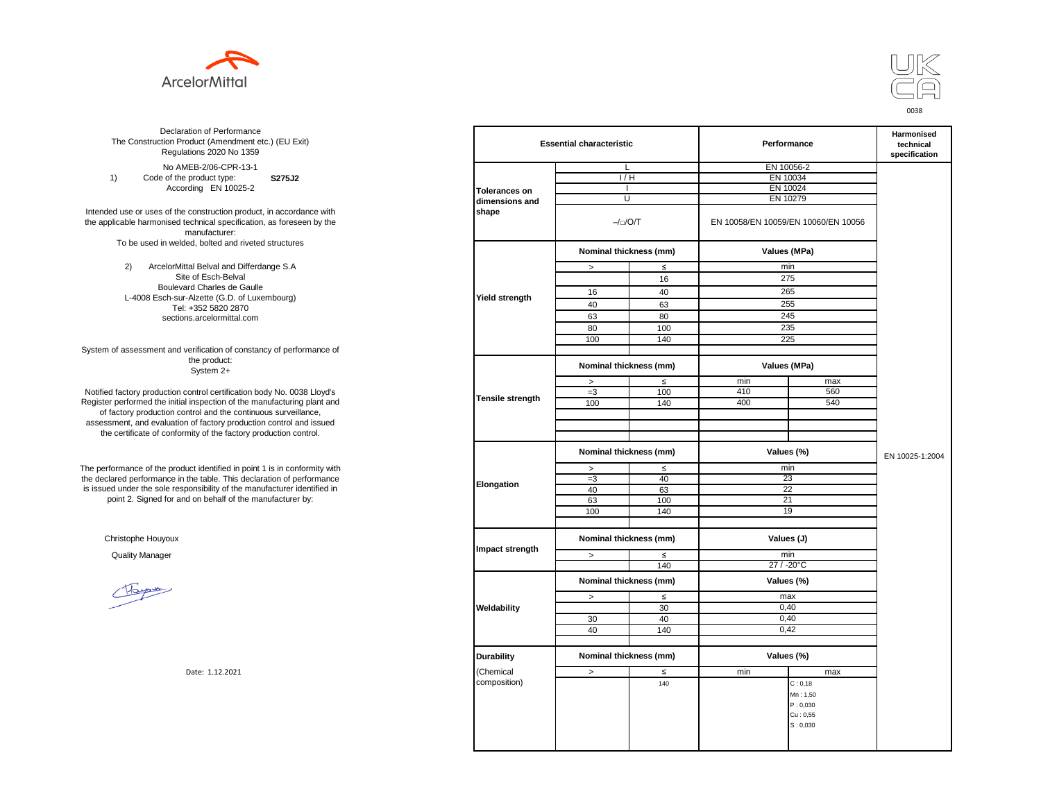ArcelorMittal

UK CA

0038

Declaration of Performance
The Construction Product (Amendment etc.) (EU Exit) Regulations 2020 No 1359

No AMEB-2/06-CPR-13-1

1) Code of the product type: **S275J2**
According EN 10025-2

Intended use or uses of the construction product, in accordance with the applicable harmonised technical specification, as foreseen by the manufacturer:
To be used in welded, bolted and riveted structures

2) ArcelorMittal Belval and Differdange S.A
Site of Esch-Belval
Boulevard Charles de Gaulle
L-4008 Esch-sur-Alzette (G.D. of Luxembourg)
Tel: +352 5820 2870
sections.arcelormittal.com

System of assessment and verification of constancy of performance of the product:
System 2+

Notified factory production control certification body No. 0038 Lloyd's Register performed the initial inspection of the manufacturing plant and of factory production control and the continuous surveillance, assessment, and evaluation of factory production control and issued the certificate of conformity of the factory production control.

The performance of the product identified in point 1 is in conformity with the declared performance in the table. This declaration of performance is issued under the sole responsibility of the manufacturer identified in point 2. Signed for and on behalf of the manufacturer by:

Christophe Houyoux

Quality Manager

Date: 1.12.2021

| Essential characteristic | | | Performance | | Harmonised technical specification |
|---|---|---|---|---|---|
| Tolerances on dimensions and shape | L | | EN 10056-2 | | EN 10025-1:2004 |
| | I / H | | EN 10034 | | |
| | I | | EN 10024 | | |
| | U | | EN 10279 | | |
| | –/□/O/T | | EN 10058/EN 10059/EN 10060/EN 10056 | | |
| Yield strength | Nominal thickness (mm) | | Values (MPa) | | |
| | > | ≤ | min | | |
| | | 16 | 275 | | |
| | 16 | 40 | 265 | | |
| | 40 | 63 | 255 | | |
| | 63 | 80 | 245 | | |
| | 80 | 100 | 235 | | |
| | 100 | 140 | 225 | | |
| Tensile strength | Nominal thickness (mm) | | Values (MPa) | | |
| | > | ≤ | min | max | |
| | =3 | 100 | 410 | 560 | |
| | 100 | 140 | 400 | 540 | |
| Elongation | Nominal thickness (mm) | | Values (%) | | |
| | > | ≤ | min | | |
| | =3 | 40 | 23 | | |
| | 40 | 63 | 22 | | |
| | 63 | 100 | 21 | | |
| | 100 | 140 | 19 | | |
| Impact strength | Nominal thickness (mm) | | Values (J) | | |
| | > | ≤ | min | | |
| | | 140 | 27 / -20°C | | |
| Weldability | Nominal thickness (mm) | | Values (%) | | |
| | > | ≤ | max | | |
| | | 30 | 0,40 | | |
| | 30 | 40 | 0,40 | | |
| | 40 | 140 | 0,42 | | |
| Durability (Chemical composition) | Nominal thickness (mm) | | Values (%) | | |
| | > | ≤ | min | max | |
| | | 140 | | C : 0,18<br>Mn : 1,50<br>P : 0,030<br>Cu : 0,55<br>S : 0,030 | |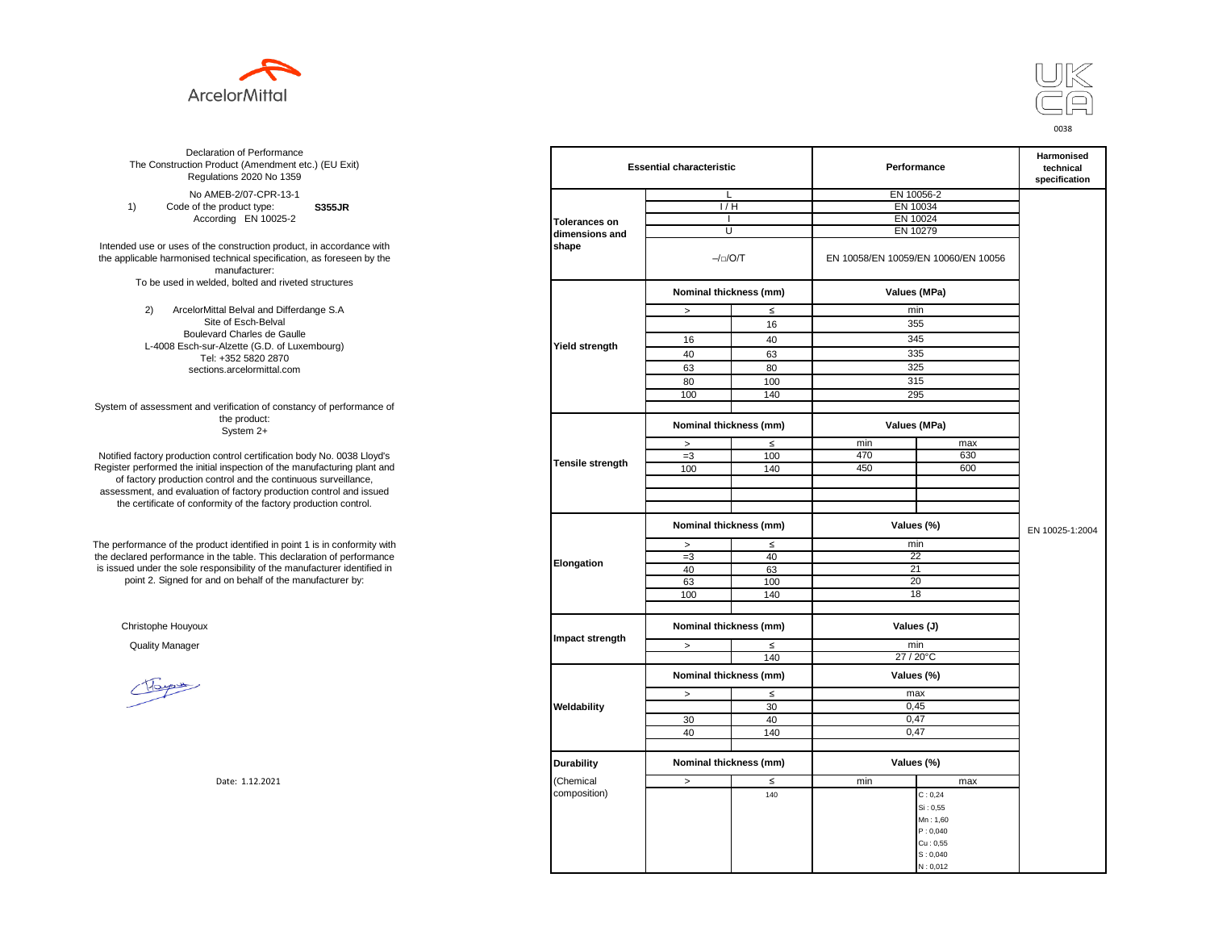ArcelorMittal

UK CA

0038

Declaration of Performance
The Construction Product (Amendment etc.) (EU Exit) Regulations 2020 No 1359

No AMEB-2/07-CPR-13-1

1) Code of the product type: **S355JR**
According EN 10025-2

Intended use or uses of the construction product, in accordance with the applicable harmonised technical specification, as foreseen by the manufacturer:
To be used in welded, bolted and riveted structures

2) ArcelorMittal Belval and Differdange S.A
Site of Esch-Belval
Boulevard Charles de Gaulle
L-4008 Esch-sur-Alzette (G.D. of Luxembourg)
Tel: +352 5820 2870
sections.arcelormittal.com

System of assessment and verification of constancy of performance of the product:
System 2+

Notified factory production control certification body No. 0038 Lloyd's Register performed the initial inspection of the manufacturing plant and of factory production control and the continuous surveillance, assessment, and evaluation of factory production control and issued the certificate of conformity of the factory production control.

The performance of the product identified in point 1 is in conformity with the declared performance in the table. This declaration of performance is issued under the sole responsibility of the manufacturer identified in point 2. Signed for and on behalf of the manufacturer by:

Christophe Houyoux

Quality Manager

Date: 1.12.2021

| Essential characteristic | | | Performance | | Harmonised technical specification |
|---|---|---|---|---|---|
| Tolerances on dimensions and shape | L | | EN 10056-2 | | EN 10025-1:2004 |
| | I / H | | EN 10034 | | |
| | I | | EN 10024 | | |
| | U | | EN 10279 | | |
| | –/□/O/T | | EN 10058/EN 10059/EN 10060/EN 10056 | | |
| Yield strength | Nominal thickness (mm) | | Values (MPa) | | |
| | > | ≤ | min | | |
| | | 16 | 355 | | |
| | 16 | 40 | 345 | | |
| | 40 | 63 | 335 | | |
| | 63 | 80 | 325 | | |
| | 80 | 100 | 315 | | |
| | 100 | 140 | 295 | | |
| Tensile strength | Nominal thickness (mm) | | Values (MPa) | | |
| | > | ≤ | min | max | |
| | =3 | 100 | 470 | 630 | |
| | 100 | 140 | 450 | 600 | |
| Elongation | Nominal thickness (mm) | | Values (%) | | |
| | > | ≤ | min | | |
| | =3 | 40 | 22 | | |
| | 40 | 63 | 21 | | |
| | 63 | 100 | 20 | | |
| | 100 | 140 | 18 | | |
| Impact strength | Nominal thickness (mm) | | Values (J) | | |
| | > | ≤ | min | | |
| | | 140 | 27 / 20°C | | |
| Weldability | Nominal thickness (mm) | | Values (%) | | |
| | > | ≤ | max | | |
| | | 30 | 0,45 | | |
| | 30 | 40 | 0,47 | | |
| | 40 | 140 | 0,47 | | |
| Durability (Chemical composition) | Nominal thickness (mm) | | Values (%) | | |
| | > | ≤ | min | max | |
| | | 140 | | C : 0,24<br>Si : 0,55<br>Mn : 1,60<br>P : 0,040<br>Cu : 0,55<br>S : 0,040<br>N : 0,012 | |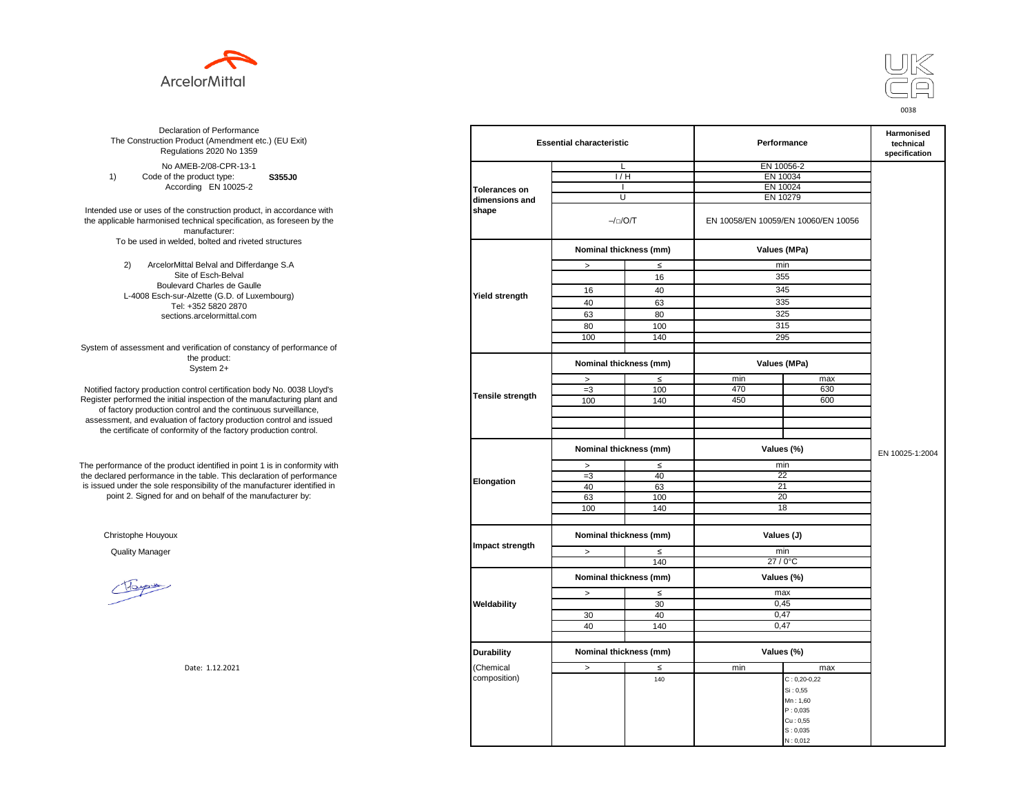ArcelorMittal

UK CA

0038

Declaration of Performance
The Construction Product (Amendment etc.) (EU Exit) Regulations 2020 No 1359

No AMEB-2/08-CPR-13-1

1) Code of the product type: **S355J0**
According EN 10025-2

Intended use or uses of the construction product, in accordance with the applicable harmonised technical specification, as foreseen by the manufacturer:
To be used in welded, bolted and riveted structures

2) ArcelorMittal Belval and Differdange S.A
Site of Esch-Belval
Boulevard Charles de Gaulle
L-4008 Esch-sur-Alzette (G.D. of Luxembourg)
Tel: +352 5820 2870
sections.arcelormittal.com

System of assessment and verification of constancy of performance of the product:
System 2+

Notified factory production control certification body No. 0038 Lloyd's Register performed the initial inspection of the manufacturing plant and of factory production control and the continuous surveillance, assessment, and evaluation of factory production control and issued the certificate of conformity of the factory production control.

The performance of the product identified in point 1 is in conformity with the declared performance in the table. This declaration of performance is issued under the sole responsibility of the manufacturer identified in point 2. Signed for and on behalf of the manufacturer by:

Christophe Houyoux

Quality Manager

Date: 1.12.2021

| Essential characteristic | | | Performance | | Harmonised technical specification |
|---|---|---|---|---|---|
| Tolerances on dimensions and shape | L | | EN 10056-2 | | EN 10025-1:2004 |
| | I / H | | EN 10034 | | |
| | I | | EN 10024 | | |
| | U | | EN 10279 | | |
| | –/□/O/T | | EN 10058/EN 10059/EN 10060/EN 10056 | | |
| Yield strength | Nominal thickness (mm) | | Values (MPa) | | |
| | > | ≤ | min | | |
| | | 16 | 355 | | |
| | 16 | 40 | 345 | | |
| | 40 | 63 | 335 | | |
| | 63 | 80 | 325 | | |
| | 80 | 100 | 315 | | |
| | 100 | 140 | 295 | | |
| Tensile strength | Nominal thickness (mm) | | Values (MPa) | | |
| | > | ≤ | min | max | |
| | =3 | 100 | 470 | 630 | |
| | 100 | 140 | 450 | 600 | |
| Elongation | Nominal thickness (mm) | | Values (%) | | |
| | > | ≤ | min | | |
| | =3 | 40 | 22 | | |
| | 40 | 63 | 21 | | |
| | 63 | 100 | 20 | | |
| | 100 | 140 | 18 | | |
| Impact strength | Nominal thickness (mm) | | Values (J) | | |
| | > | ≤ | min | | |
| | | 140 | 27 / 0°C | | |
| Weldability | Nominal thickness (mm) | | Values (%) | | |
| | > | ≤ | max | | |
| | | 30 | 0,45 | | |
| | 30 | 40 | 0,47 | | |
| | 40 | 140 | 0,47 | | |
| Durability (Chemical composition) | Nominal thickness (mm) | | Values (%) | | |
| | > | ≤ | min | max | |
| | | 140 | | C : 0,20-0,22<br>Si : 0,55<br>Mn : 1,60<br>P : 0,035<br>Cu : 0,55<br>S : 0,035<br>N : 0,012 | |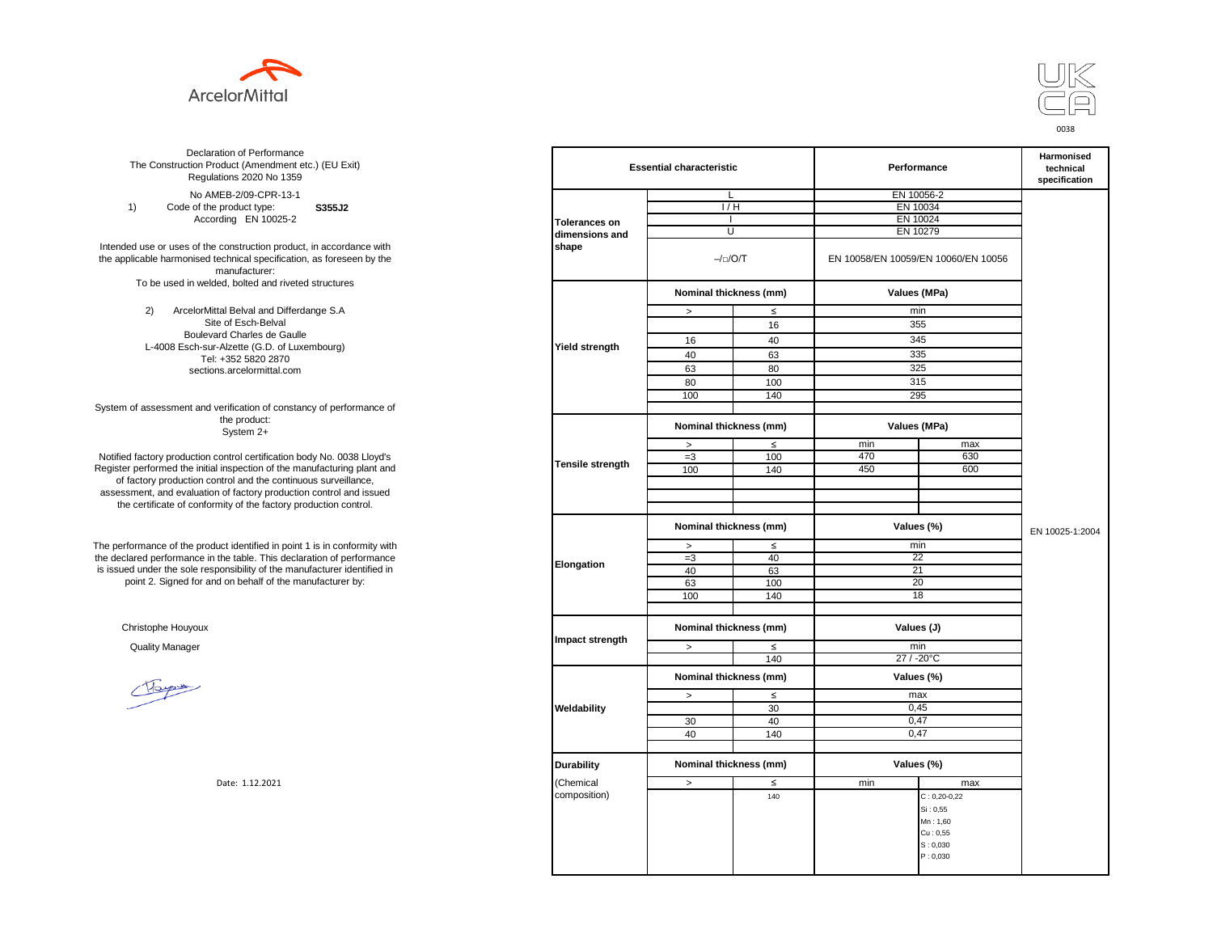ArcelorMittal

UK CA

0038

Declaration of Performance
The Construction Product (Amendment etc.) (EU Exit) Regulations 2020 No 1359

No AMEB-2/09-CPR-13-1

1) Code of the product type: **S355J2**
According EN 10025-2

Intended use or uses of the construction product, in accordance with the applicable harmonised technical specification, as foreseen by the manufacturer:
To be used in welded, bolted and riveted structures

2) ArcelorMittal Belval and Differdange S.A
Site of Esch-Belval
Boulevard Charles de Gaulle
L-4008 Esch-sur-Alzette (G.D. of Luxembourg)
Tel: +352 5820 2870
sections.arcelormittal.com

System of assessment and verification of constancy of performance of the product:
System 2+

Notified factory production control certification body No. 0038 Lloyd's Register performed the initial inspection of the manufacturing plant and of factory production control and the continuous surveillance, assessment, and evaluation of factory production control and issued the certificate of conformity of the factory production control.

The performance of the product identified in point 1 is in conformity with the declared performance in the table. This declaration of performance is issued under the sole responsibility of the manufacturer identified in point 2. Signed for and on behalf of the manufacturer by:

Christophe Houyoux

Quality Manager

Date: 1.12.2021

| Essential characteristic | | | Performance | | Harmonised technical specification |
|---|---|---|---|---|---|
| Tolerances on dimensions and shape | L | | EN 10056-2 | | EN 10025-1:2004 |
| | I / H | | EN 10034 | | |
| | I | | EN 10024 | | |
| | U | | EN 10279 | | |
| | –/□/O/T | | EN 10058/EN 10059/EN 10060/EN 10056 | | |
| Yield strength | Nominal thickness (mm) | | Values (MPa) | | |
| | > | ≤ | min | | |
| | | 16 | 355 | | |
| | 16 | 40 | 345 | | |
| | 40 | 63 | 335 | | |
| | 63 | 80 | 325 | | |
| | 80 | 100 | 315 | | |
| | 100 | 140 | 295 | | |
| Tensile strength | Nominal thickness (mm) | | Values (MPa) | | |
| | > | ≤ | min | max | |
| | =3 | 100 | 470 | 630 | |
| | 100 | 140 | 450 | 600 | |
| Elongation | Nominal thickness (mm) | | Values (%) | | |
| | > | ≤ | min | | |
| | =3 | 40 | 22 | | |
| | 40 | 63 | 21 | | |
| | 63 | 100 | 20 | | |
| | 100 | 140 | 18 | | |
| Impact strength | Nominal thickness (mm) | | Values (J) | | |
| | > | ≤ | min | | |
| | | 140 | 27 / -20°C | | |
| Weldability | Nominal thickness (mm) | | Values (%) | | |
| | > | ≤ | max | | |
| | | 30 | 0,45 | | |
| | 30 | 40 | 0,47 | | |
| | 40 | 140 | 0,47 | | |
| Durability (Chemical composition) | Nominal thickness (mm) | | Values (%) | | |
| | > | ≤ | min | max | |
| | | 140 | | C : 0,20-0,22<br>Si : 0,55<br>Mn : 1,60<br>Cu : 0,55<br>S : 0,030<br>P : 0,030 | |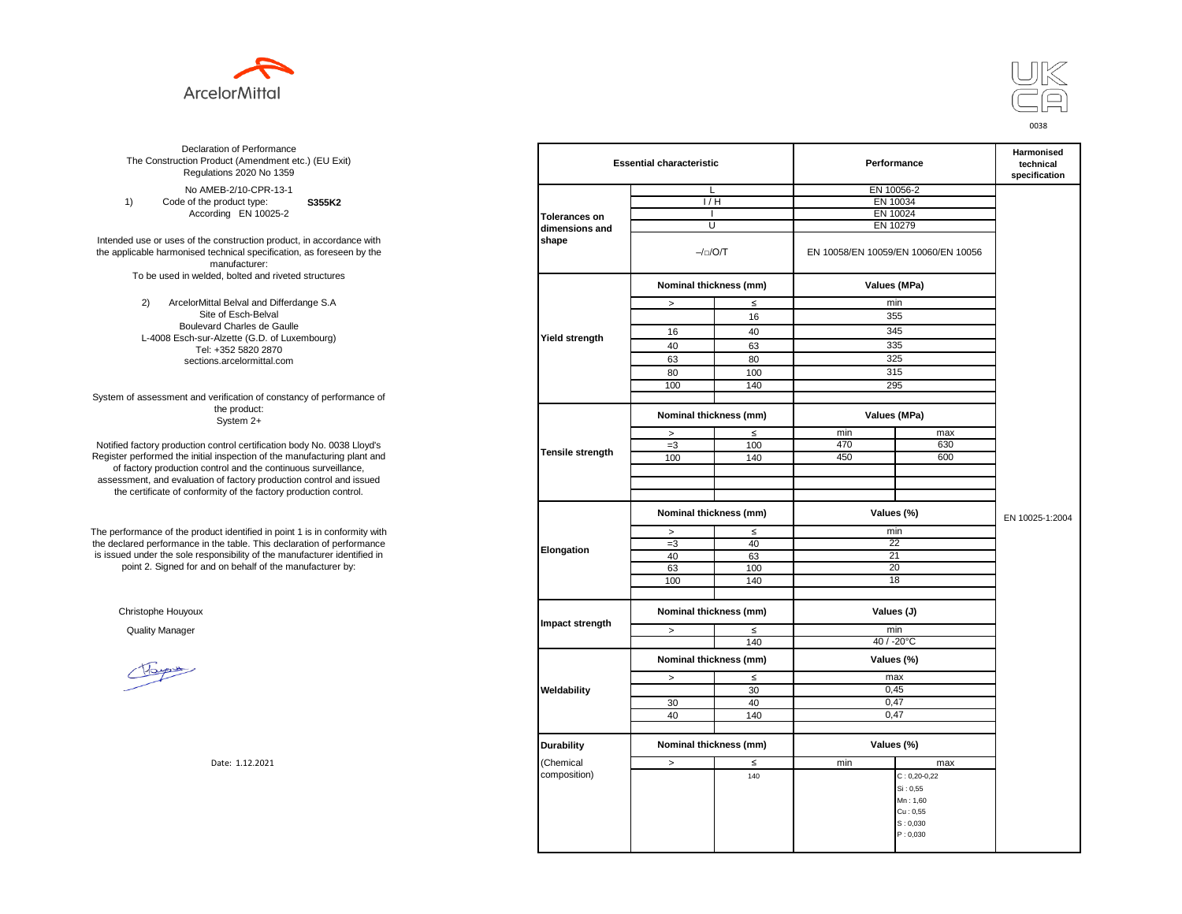ArcelorMittal

UK CA

0038

Declaration of Performance
The Construction Product (Amendment etc.) (EU Exit)
Regulations 2020 No 1359

No AMEB-2/10-CPR-13-1

1) Code of the product type: **S355K2**
According EN 10025-2

Intended use or uses of the construction product, in accordance with the applicable harmonised technical specification, as foreseen by the manufacturer:
To be used in welded, bolted and riveted structures

2) ArcelorMittal Belval and Differdange S.A
Site of Esch-Belval
Boulevard Charles de Gaulle
L-4008 Esch-sur-Alzette (G.D. of Luxembourg)
Tel: +352 5820 2870
sections.arcelormittal.com

System of assessment and verification of constancy of performance of the product:
System 2+

Notified factory production control certification body No. 0038 Lloyd's Register performed the initial inspection of the manufacturing plant and of factory production control and the continuous surveillance, assessment, and evaluation of factory production control and issued the certificate of conformity of the factory production control.

The performance of the product identified in point 1 is in conformity with the declared performance in the table. This declaration of performance is issued under the sole responsibility of the manufacturer identified in point 2. Signed for and on behalf of the manufacturer by:

Christophe Houyoux

Quality Manager

Date: 1.12.2021

| Essential characteristic | | | Performance | | Harmonised technical specification |
|---|---|---|---|---|---|
| Tolerances on dimensions and shape | L | | EN 10056-2 | | EN 10025-1:2004 |
| | I / H | | EN 10034 | | |
| | I | | EN 10024 | | |
| | U | | EN 10279 | | |
| | –/□/O/T | | EN 10058/EN 10059/EN 10060/EN 10056 | | |
| Yield strength | Nominal thickness (mm) | | Values (MPa) | | |
| | > | ≤ | min | | |
| | | 16 | 355 | | |
| | 16 | 40 | 345 | | |
| | 40 | 63 | 335 | | |
| | 63 | 80 | 325 | | |
| | 80 | 100 | 315 | | |
| | 100 | 140 | 295 | | |
| Tensile strength | Nominal thickness (mm) | | Values (MPa) | | |
| | > | ≤ | min | max | |
| | =3 | 100 | 470 | 630 | |
| | 100 | 140 | 450 | 600 | |
| Elongation | Nominal thickness (mm) | | Values (%) | | |
| | > | ≤ | min | | |
| | =3 | 40 | 22 | | |
| | 40 | 63 | 21 | | |
| | 63 | 100 | 20 | | |
| | 100 | 140 | 18 | | |
| Impact strength | Nominal thickness (mm) | | Values (J) | | |
| | > | ≤ | min | | |
| | | 140 | 40 / -20°C | | |
| Weldability | Nominal thickness (mm) | | Values (%) | | |
| | > | ≤ | max | | |
| | | 30 | 0,45 | | |
| | 30 | 40 | 0,47 | | |
| | 40 | 140 | 0,47 | | |
| Durability (Chemical composition) | Nominal thickness (mm) | | Values (%) | | |
| | > | ≤ | min | max | |
| | | 140 | | C : 0,20-0,22<br>Si : 0,55<br>Mn : 1,60<br>Cu : 0,55<br>S : 0,030<br>P : 0,030 | |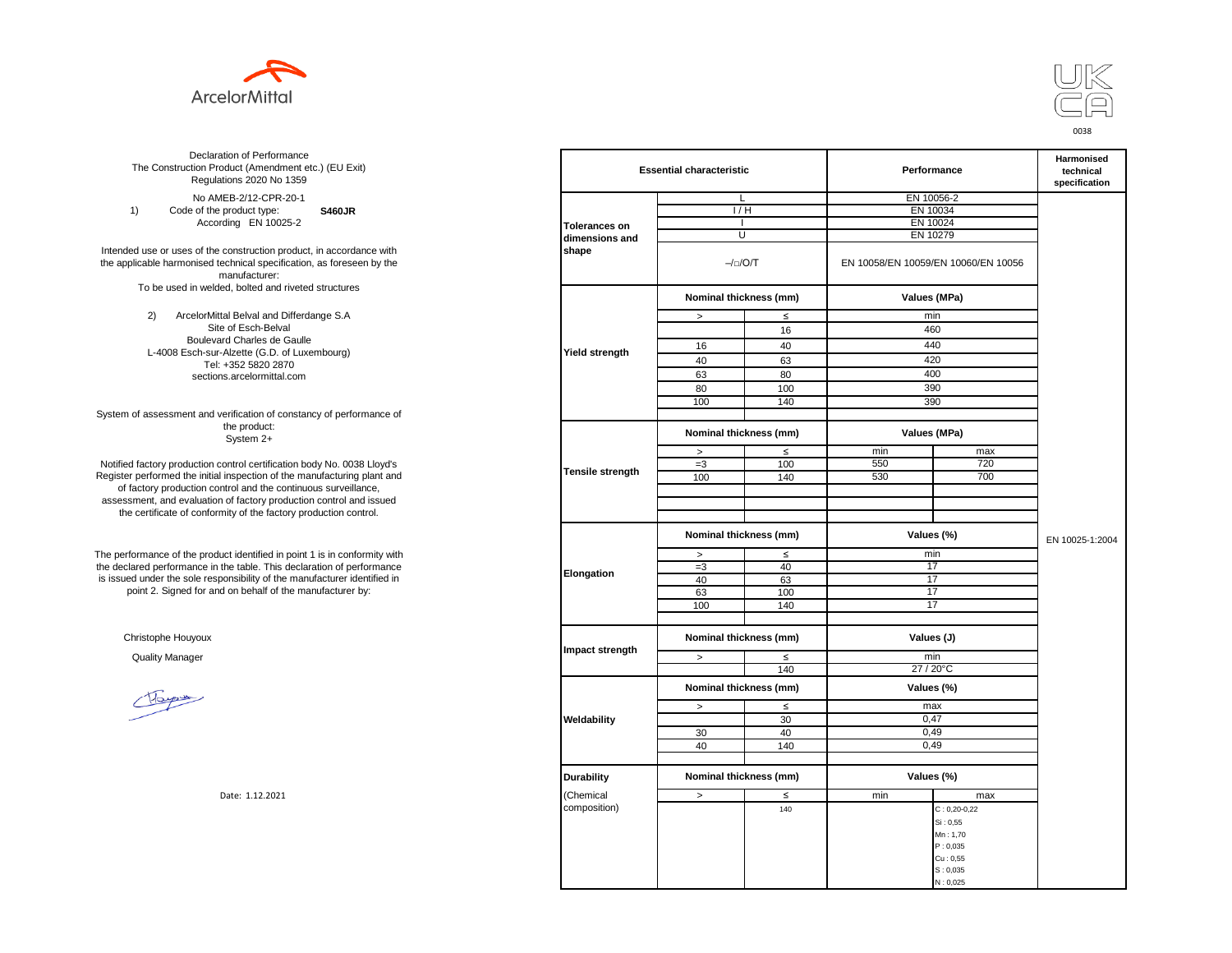ArcelorMittal

UK CA 0038

Declaration of Performance
The Construction Product (Amendment etc.) (EU Exit) Regulations 2020 No 1359

No AMEB-2/12-CPR-20-1

1) Code of the product type: **S460JR**
According EN 10025-2

Intended use or uses of the construction product, in accordance with the applicable harmonised technical specification, as foreseen by the manufacturer:
To be used in welded, bolted and riveted structures

2) ArcelorMittal Belval and Differdange S.A
Site of Esch-Belval
Boulevard Charles de Gaulle
L-4008 Esch-sur-Alzette (G.D. of Luxembourg)
Tel: +352 5820 2870
sections.arcelormittal.com

System of assessment and verification of constancy of performance of the product:
System 2+

Notified factory production control certification body No. 0038 Lloyd's Register performed the initial inspection of the manufacturing plant and of factory production control and the continuous surveillance, assessment, and evaluation of factory production control and issued the certificate of conformity of the factory production control.

The performance of the product identified in point 1 is in conformity with the declared performance in the table. This declaration of performance is issued under the sole responsibility of the manufacturer identified in point 2. Signed for and on behalf of the manufacturer by:

Christophe Houyoux

Quality Manager

Date: 1.12.2021

| Essential characteristic | | | Performance | | Harmonised technical specification |
|---|---|---|---|---|---|
| Tolerances on dimensions and shape | L | | EN 10056-2 | | EN 10025-1:2004 |
| | I / H | | EN 10034 | | |
| | I | | EN 10024 | | |
| | U | | EN 10279 | | |
| | –/□/O/T | | EN 10058/EN 10059/EN 10060/EN 10056 | | |
| Yield strength | Nominal thickness (mm) | | Values (MPa) | | |
| | > | ≤ | min | | |
| | | 16 | 460 | | |
| | 16 | 40 | 440 | | |
| | 40 | 63 | 420 | | |
| | 63 | 80 | 400 | | |
| | 80 | 100 | 390 | | |
| | 100 | 140 | 390 | | |
| Tensile strength | Nominal thickness (mm) | | Values (MPa) | | |
| | > | ≤ | min | max | |
| | =3 | 100 | 550 | 720 | |
| | 100 | 140 | 530 | 700 | |
| Elongation | Nominal thickness (mm) | | Values (%) | | |
| | > | ≤ | min | | |
| | =3 | 40 | 17 | | |
| | 40 | 63 | 17 | | |
| | 63 | 100 | 17 | | |
| | 100 | 140 | 17 | | |
| Impact strength | Nominal thickness (mm) | | Values (J) | | |
| | > | ≤ | min | | |
| | | 140 | 27 / 20°C | | |
| Weldability | Nominal thickness (mm) | | Values (%) | | |
| | > | ≤ | max | | |
| | | 30 | 0,47 | | |
| | 30 | 40 | 0,49 | | |
| | 40 | 140 | 0,49 | | |
| Durability (Chemical composition) | Nominal thickness (mm) | | Values (%) | | |
| | > | ≤ | min | max | |
| | | 140 | | C : 0,20-0,22<br>Si : 0,55<br>Mn : 1,70<br>P : 0,035<br>Cu : 0,55<br>S : 0,035<br>N : 0,025 | |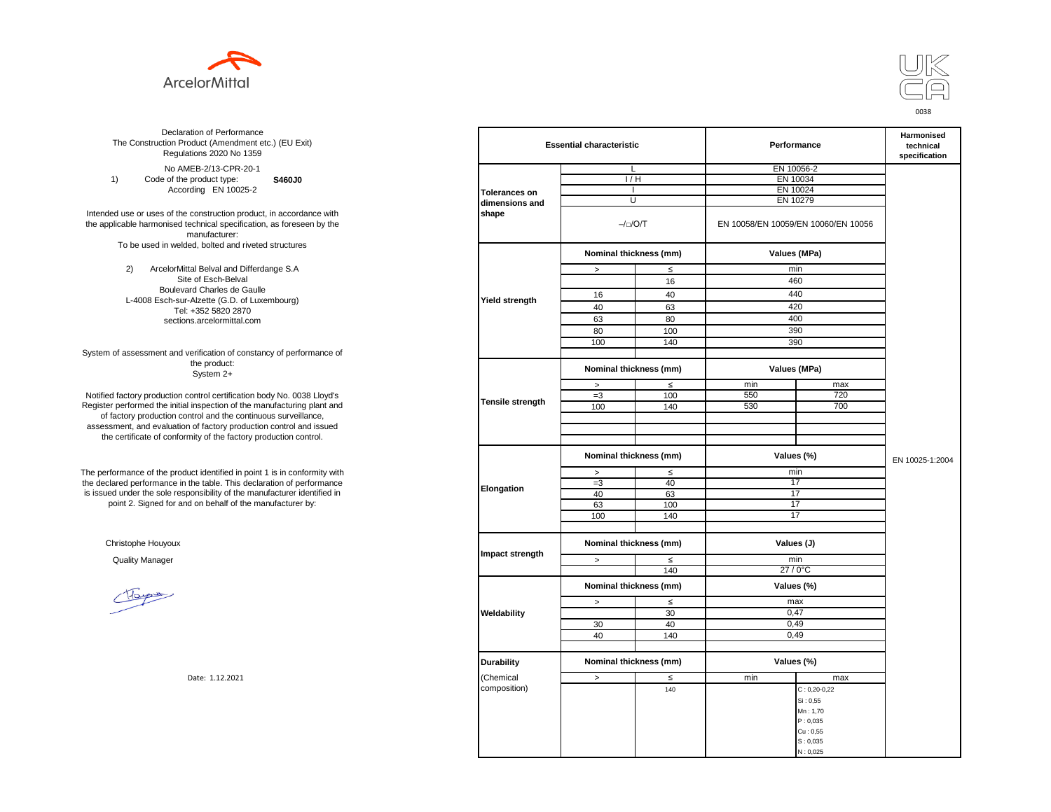ArcelorMittal

UK CA 0038

Declaration of Performance
The Construction Product (Amendment etc.) (EU Exit) Regulations 2020 No 1359

No AMEB-2/13-CPR-20-1

1) Code of the product type: **S460J0**
According EN 10025-2

Intended use or uses of the construction product, in accordance with the applicable harmonised technical specification, as foreseen by the manufacturer:
To be used in welded, bolted and riveted structures

2) ArcelorMittal Belval and Differdange S.A
Site of Esch-Belval
Boulevard Charles de Gaulle
L-4008 Esch-sur-Alzette (G.D. of Luxembourg)
Tel: +352 5820 2870
sections.arcelormittal.com

System of assessment and verification of constancy of performance of the product:
System 2+

Notified factory production control certification body No. 0038 Lloyd's Register performed the initial inspection of the manufacturing plant and of factory production control and the continuous surveillance, assessment, and evaluation of factory production control and issued the certificate of conformity of the factory production control.

The performance of the product identified in point 1 is in conformity with the declared performance in the table. This declaration of performance is issued under the sole responsibility of the manufacturer identified in point 2. Signed for and on behalf of the manufacturer by:

Christophe Houyoux

Quality Manager

Date: 1.12.2021

| Essential characteristic | | | Performance | | Harmonised technical specification |
|---|---|---|---|---|---|
| Tolerances on dimensions and shape | L | | EN 10056-2 | | EN 10025-1:2004 |
| | I / H | | EN 10034 | | |
| | I | | EN 10024 | | |
| | U | | EN 10279 | | |
| | –/□/O/T | | EN 10058/EN 10059/EN 10060/EN 10056 | | |
| Yield strength | Nominal thickness (mm) | | Values (MPa) | | |
| | > | ≤ | min | | |
| | | 16 | 460 | | |
| | 16 | 40 | 440 | | |
| | 40 | 63 | 420 | | |
| | 63 | 80 | 400 | | |
| | 80 | 100 | 390 | | |
| | 100 | 140 | 390 | | |
| Tensile strength | Nominal thickness (mm) | | Values (MPa) | | |
| | > | ≤ | min | max | |
| | =3 | 100 | 550 | 720 | |
| | 100 | 140 | 530 | 700 | |
| Elongation | Nominal thickness (mm) | | Values (%) | | |
| | > | ≤ | min | | |
| | =3 | 40 | 17 | | |
| | 40 | 63 | 17 | | |
| | 63 | 100 | 17 | | |
| | 100 | 140 | 17 | | |
| Impact strength | Nominal thickness (mm) | | Values (J) | | |
| | > | ≤ | min | | |
| | | 140 | 27 / 0°C | | |
| Weldability | Nominal thickness (mm) | | Values (%) | | |
| | > | ≤ | max | | |
| | | 30 | 0,47 | | |
| | 30 | 40 | 0,49 | | |
| | 40 | 140 | 0,49 | | |
| Durability (Chemical composition) | Nominal thickness (mm) | | Values (%) | | |
| | > | ≤ | min | max | |
| | | 140 | | C : 0,20-0,22<br>Si : 0,55<br>Mn : 1,70<br>P : 0,035<br>Cu : 0,55<br>S : 0,035<br>N : 0,025 | |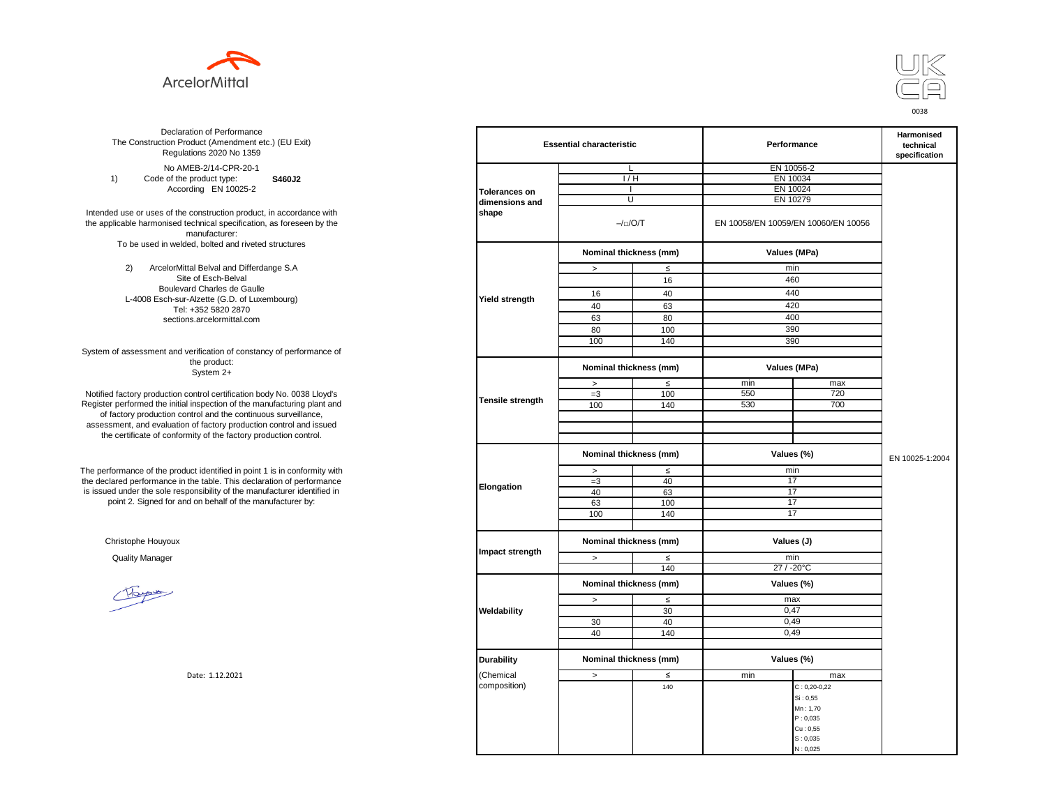ArcelorMittal

UK CA 0038

Declaration of Performance
The Construction Product (Amendment etc.) (EU Exit) Regulations 2020 No 1359

No AMEB-2/14-CPR-20-1

1) Code of the product type: **S460J2**
According EN 10025-2

Intended use or uses of the construction product, in accordance with the applicable harmonised technical specification, as foreseen by the manufacturer:
To be used in welded, bolted and riveted structures

2) ArcelorMittal Belval and Differdange S.A
Site of Esch-Belval
Boulevard Charles de Gaulle
L-4008 Esch-sur-Alzette (G.D. of Luxembourg)
Tel: +352 5820 2870
sections.arcelormittal.com

System of assessment and verification of constancy of performance of the product:
System 2+

Notified factory production control certification body No. 0038 Lloyd's Register performed the initial inspection of the manufacturing plant and of factory production control and the continuous surveillance, assessment, and evaluation of factory production control and issued the certificate of conformity of the factory production control.

The performance of the product identified in point 1 is in conformity with the declared performance in the table. This declaration of performance is issued under the sole responsibility of the manufacturer identified in point 2. Signed for and on behalf of the manufacturer by:

Christophe Houyoux

Quality Manager

Date: 1.12.2021

| Essential characteristic | | | Performance | | Harmonised technical specification |
|---|---|---|---|---|---|
| Tolerances on dimensions and shape | L | | EN 10056-2 | | EN 10025-1:2004 |
| | I / H | | EN 10034 | | |
| | I | | EN 10024 | | |
| | U | | EN 10279 | | |
| | –/□/O/T | | EN 10058/EN 10059/EN 10060/EN 10056 | | |
| Yield strength | Nominal thickness (mm) | | Values (MPa) | | |
| | > | ≤ | min | | |
| | | 16 | 460 | | |
| | 16 | 40 | 440 | | |
| | 40 | 63 | 420 | | |
| | 63 | 80 | 400 | | |
| | 80 | 100 | 390 | | |
| | 100 | 140 | 390 | | |
| Tensile strength | Nominal thickness (mm) | | Values (MPa) | | |
| | > | ≤ | min | max | |
| | =3 | 100 | 550 | 720 | |
| | 100 | 140 | 530 | 700 | |
| Elongation | Nominal thickness (mm) | | Values (%) | | |
| | > | ≤ | min | | |
| | =3 | 40 | 17 | | |
| | 40 | 63 | 17 | | |
| | 63 | 100 | 17 | | |
| | 100 | 140 | 17 | | |
| Impact strength | Nominal thickness (mm) | | Values (J) | | |
| | > | ≤ | min | | |
| | | 140 | 27 / -20°C | | |
| Weldability | Nominal thickness (mm) | | Values (%) | | |
| | > | ≤ | max | | |
| | | 30 | 0,47 | | |
| | 30 | 40 | 0,49 | | |
| | 40 | 140 | 0,49 | | |
| Durability (Chemical composition) | Nominal thickness (mm) | | Values (%) | | |
| | > | ≤ | min | max | |
| | | 140 | | C : 0,20-0,22<br>Si : 0,55<br>Mn : 1,70<br>P : 0,035<br>Cu : 0,55<br>S : 0,035<br>N : 0,025 | |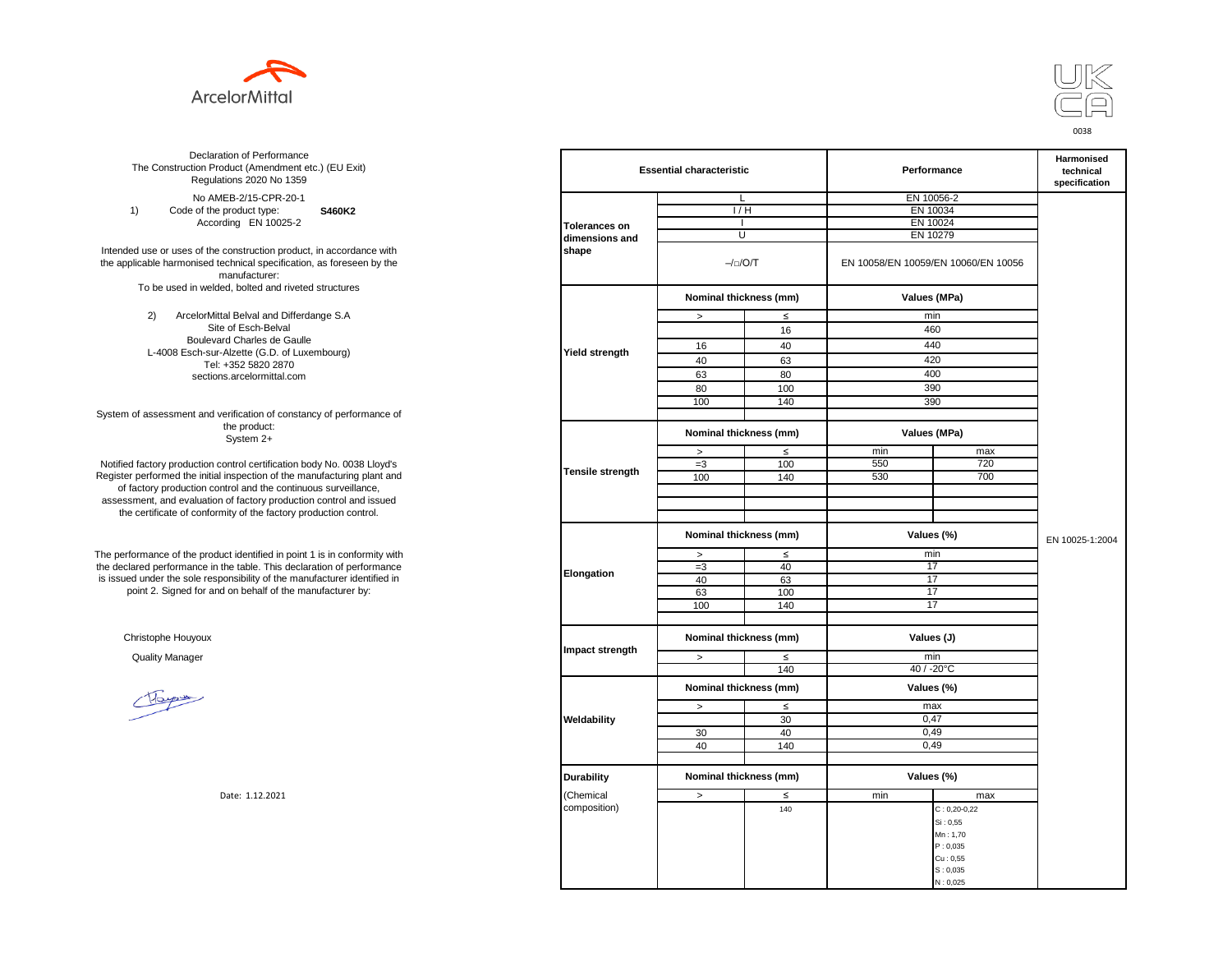ArcelorMittal

UK CA

0038

Declaration of Performance
The Construction Product (Amendment etc.) (EU Exit) Regulations 2020 No 1359

No AMEB-2/15-CPR-20-1

1) Code of the product type: **S460K2**
According EN 10025-2

Intended use or uses of the construction product, in accordance with the applicable harmonised technical specification, as foreseen by the manufacturer:
To be used in welded, bolted and riveted structures

2) ArcelorMittal Belval and Differdange S.A
Site of Esch-Belval
Boulevard Charles de Gaulle
L-4008 Esch-sur-Alzette (G.D. of Luxembourg)
Tel: +352 5820 2870
sections.arcelormittal.com

System of assessment and verification of constancy of performance of the product:
System 2+

Notified factory production control certification body No. 0038 Lloyd's Register performed the initial inspection of the manufacturing plant and of factory production control and the continuous surveillance, assessment, and evaluation of factory production control and issued the certificate of conformity of the factory production control.

The performance of the product identified in point 1 is in conformity with the declared performance in the table. This declaration of performance is issued under the sole responsibility of the manufacturer identified in point 2. Signed for and on behalf of the manufacturer by:

Christophe Houyoux

Quality Manager

Date: 1.12.2021

| Essential characteristic | | | Performance | | Harmonised technical specification |
|---|---|---|---|---|---|
| Tolerances on dimensions and shape | L | | EN 10056-2 | | EN 10025-1:2004 |
| | I / H | | EN 10034 | | |
| | I | | EN 10024 | | |
| | U | | EN 10279 | | |
| | –/□/O/T | | EN 10058/EN 10059/EN 10060/EN 10056 | | |
| Yield strength | Nominal thickness (mm) | | Values (MPa) | | |
| | > | ≤ | min | | |
| | | 16 | 460 | | |
| | 16 | 40 | 440 | | |
| | 40 | 63 | 420 | | |
| | 63 | 80 | 400 | | |
| | 80 | 100 | 390 | | |
| | 100 | 140 | 390 | | |
| Tensile strength | Nominal thickness (mm) | | Values (MPa) | | |
| | > | ≤ | min | max | |
| | =3 | 100 | 550 | 720 | |
| | 100 | 140 | 530 | 700 | |
| Elongation | Nominal thickness (mm) | | Values (%) | | |
| | > | ≤ | min | | |
| | =3 | 40 | 17 | | |
| | 40 | 63 | 17 | | |
| | 63 | 100 | 17 | | |
| | 100 | 140 | 17 | | |
| Impact strength | Nominal thickness (mm) | | Values (J) | | |
| | > | ≤ | min | | |
| | | 140 | 40 / -20°C | | |
| Weldability | Nominal thickness (mm) | | Values (%) | | |
| | > | ≤ | max | | |
| | | 30 | 0,47 | | |
| | 30 | 40 | 0,49 | | |
| | 40 | 140 | 0,49 | | |
| Durability (Chemical composition) | Nominal thickness (mm) | | Values (%) | | |
| | > | ≤ | min | max | |
| | | 140 | | C : 0,20-0,22<br>Si : 0,55<br>Mn : 1,70<br>P : 0,035<br>Cu : 0,55<br>S : 0,035<br>N : 0,025 | |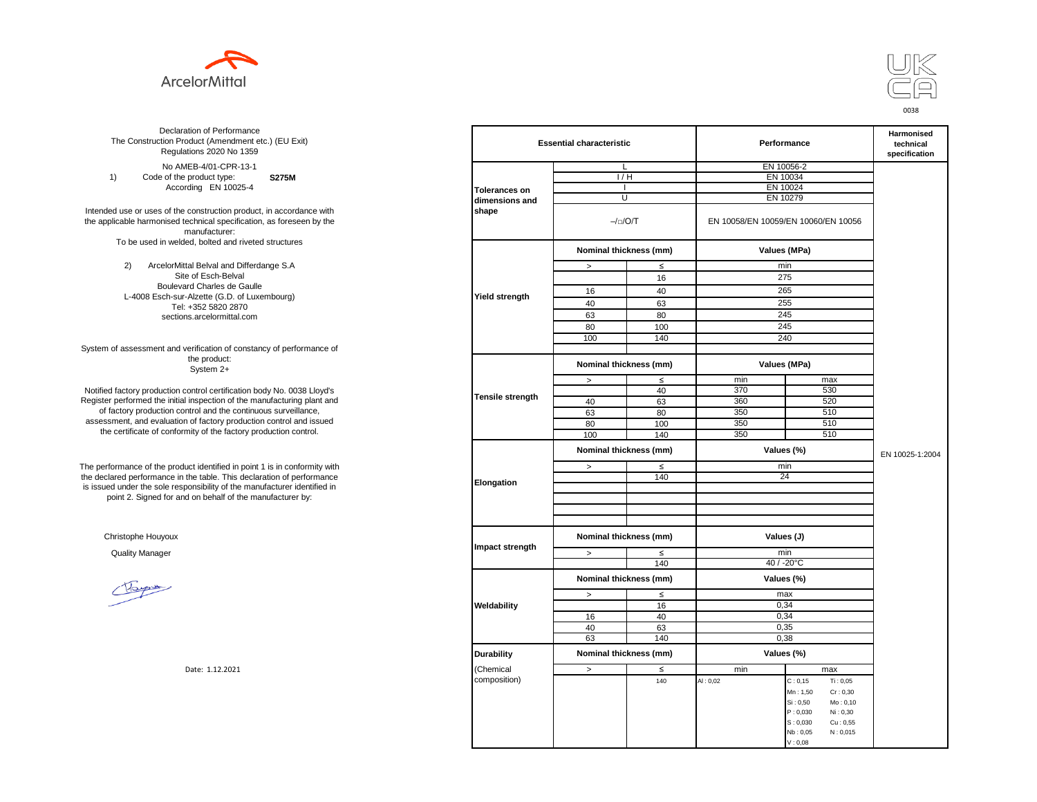ArcelorMittal

UK CA

0038

Declaration of Performance
The Construction Product (Amendment etc.) (EU Exit) Regulations 2020 No 1359

No AMEB-4/01-CPR-13-1

1) Code of the product type: **S275M**
According EN 10025-4

Intended use or uses of the construction product, in accordance with the applicable harmonised technical specification, as foreseen by the manufacturer:
To be used in welded, bolted and riveted structures

2) ArcelorMittal Belval and Differdange S.A
Site of Esch-Belval
Boulevard Charles de Gaulle
L-4008 Esch-sur-Alzette (G.D. of Luxembourg)
Tel: +352 5820 2870
sections.arcelormittal.com

System of assessment and verification of constancy of performance of the product:
System 2+

Notified factory production control certification body No. 0038 Lloyd's Register performed the initial inspection of the manufacturing plant and of factory production control and the continuous surveillance, assessment, and evaluation of factory production control and issued the certificate of conformity of the factory production control.

The performance of the product identified in point 1 is in conformity with the declared performance in the table. This declaration of performance is issued under the sole responsibility of the manufacturer identified in point 2. Signed for and on behalf of the manufacturer by:

Christophe Houyoux

Quality Manager

Date: 1.12.2021

| Essential characteristic | | | Performance | | Harmonised technical specification |
|---|---|---|---|---|---|
| Tolerances on dimensions and shape | L | | EN 10056-2 | | EN 10025-1:2004 |
| | I / H | | EN 10034 | | |
| | I | | EN 10024 | | |
| | U | | EN 10279 | | |
| | –/□/O/T | | EN 10058/EN 10059/EN 10060/EN 10056 | | |
| Yield strength | Nominal thickness (mm) | | Values (MPa) | | |
| | > | ≤ | min | | |
| | | 16 | 275 | | |
| | 16 | 40 | 265 | | |
| | 40 | 63 | 255 | | |
| | 63 | 80 | 245 | | |
| | 80 | 100 | 245 | | |
| | 100 | 140 | 240 | | |
| Tensile strength | Nominal thickness (mm) | | Values (MPa) | | |
| | > | ≤ | min | max | |
| | | 40 | 370 | 530 | |
| | 40 | 63 | 360 | 520 | |
| | 63 | 80 | 350 | 510 | |
| | 80 | 100 | 350 | 510 | |
| | 100 | 140 | 350 | 510 | |
| Elongation | Nominal thickness (mm) | | Values (%) | | |
| | > | ≤ | min | | |
| | | 140 | 24 | | |
| Impact strength | Nominal thickness (mm) | | Values (J) | | |
| | > | ≤ | min | | |
| | | 140 | 40 / -20°C | | |
| Weldability | Nominal thickness (mm) | | Values (%) | | |
| | > | ≤ | max | | |
| | | 16 | 0,34 | | |
| | 16 | 40 | 0,34 | | |
| | 40 | 63 | 0,35 | | |
| | 63 | 140 | 0,38 | | |
| Durability (Chemical composition) | Nominal thickness (mm) | | Values (%) | | |
| | > | ≤ | min | max | |
| | | 140 | Al : 0,02 | C : 0,15; Ti : 0,05; Mn : 1,50; Cr : 0,30; Si : 0,50; Mo : 0,10; P : 0,030; Ni : 0,30; S : 0,030; Cu : 0,55; Nb : 0,05; N : 0,015; V : 0,08 | |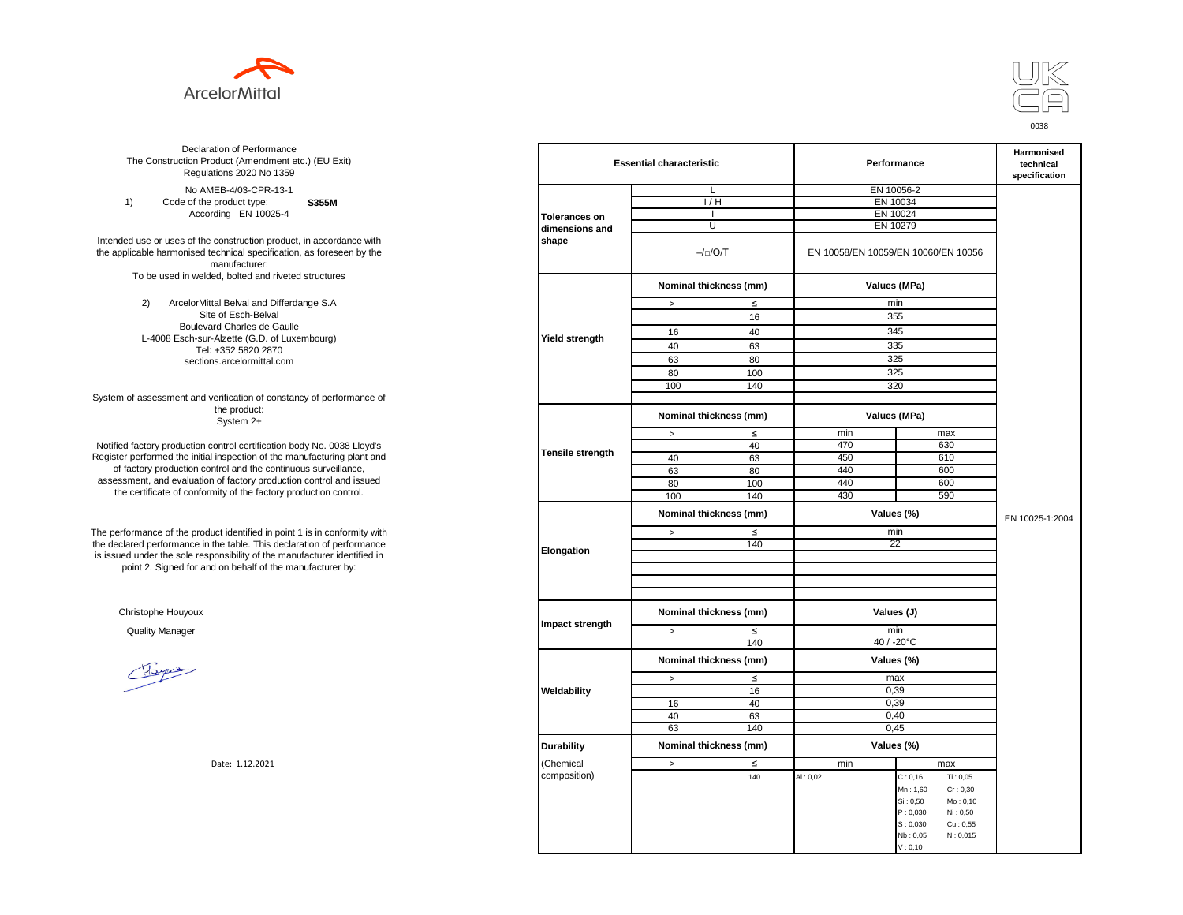ArcelorMittal

UK CA 0038

Declaration of Performance
The Construction Product (Amendment etc.) (EU Exit) Regulations 2020 No 1359

No AMEB-4/03-CPR-13-1

1) Code of the product type: **S355M**
According EN 10025-4

Intended use or uses of the construction product, in accordance with the applicable harmonised technical specification, as foreseen by the manufacturer:
To be used in welded, bolted and riveted structures

2) ArcelorMittal Belval and Differdange S.A
Site of Esch-Belval
Boulevard Charles de Gaulle
L-4008 Esch-sur-Alzette (G.D. of Luxembourg)
Tel: +352 5820 2870
sections.arcelormittal.com

System of assessment and verification of constancy of performance of the product:
System 2+

Notified factory production control certification body No. 0038 Lloyd's Register performed the initial inspection of the manufacturing plant and of factory production control and the continuous surveillance, assessment, and evaluation of factory production control and issued the certificate of conformity of the factory production control.

The performance of the product identified in point 1 is in conformity with the declared performance in the table. This declaration of performance is issued under the sole responsibility of the manufacturer identified in point 2. Signed for and on behalf of the manufacturer by:

Christophe Houyoux

Quality Manager

Date: 1.12.2021

| Essential characteristic | | | Performance | | Harmonised technical specification |
|---|---|---|---|---|---|
| Tolerances on dimensions and shape | L | | EN 10056-2 | | EN 10025-1:2004 |
| | I / H | | EN 10034 | | |
| | I | | EN 10024 | | |
| | U | | EN 10279 | | |
| | –/□/O/T | | EN 10058/EN 10059/EN 10060/EN 10056 | | |
| Yield strength | Nominal thickness (mm) | | Values (MPa) | | |
| | > | ≤ | min | | |
| | | 16 | 355 | | |
| | 16 | 40 | 345 | | |
| | 40 | 63 | 335 | | |
| | 63 | 80 | 325 | | |
| | 80 | 100 | 325 | | |
| | 100 | 140 | 320 | | |
| Tensile strength | Nominal thickness (mm) | | Values (MPa) | | |
| | > | ≤ | min | max | |
| | | 40 | 470 | 630 | |
| | 40 | 63 | 450 | 610 | |
| | 63 | 80 | 440 | 600 | |
| | 80 | 100 | 440 | 600 | |
| | 100 | 140 | 430 | 590 | |
| Elongation | Nominal thickness (mm) | | Values (%) | | |
| | > | ≤ | min | | |
| | | 140 | 22 | | |
| Impact strength | Nominal thickness (mm) | | Values (J) | | |
| | > | ≤ | min | | |
| | | 140 | 40 / -20°C | | |
| Weldability | Nominal thickness (mm) | | Values (%) | | |
| | > | ≤ | max | | |
| | | 16 | 0,39 | | |
| | 16 | 40 | 0,39 | | |
| | 40 | 63 | 0,40 | | |
| | 63 | 140 | 0,45 | | |
| Durability (Chemical composition) | Nominal thickness (mm) | | Values (%) | | |
| | > | ≤ | min | max | |
| | | 140 | Al : 0,02 | C : 0,16; Ti : 0,05; Mn : 1,60; Cr : 0,30; Si : 0,50; Mo : 0,10; P : 0,030; Ni : 0,50; S : 0,030; Cu : 0,55; Nb : 0,05; N : 0,015; V : 0,10 | |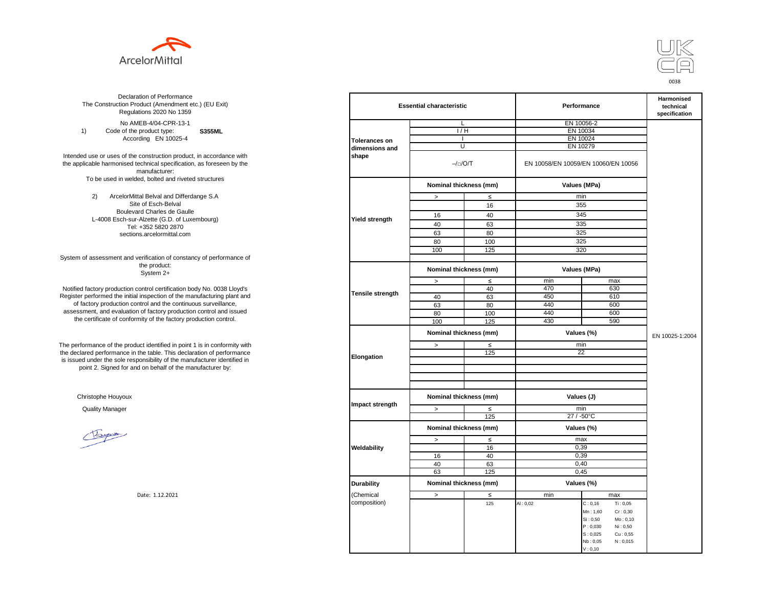ArcelorMittal

UK CA 0038

Declaration of Performance
The Construction Product (Amendment etc.) (EU Exit) Regulations 2020 No 1359

No AMEB-4/04-CPR-13-1

1) Code of the product type: **S355ML**
According EN 10025-4

Intended use or uses of the construction product, in accordance with the applicable harmonised technical specification, as foreseen by the manufacturer:
To be used in welded, bolted and riveted structures

2) ArcelorMittal Belval and Differdange S.A
Site of Esch-Belval
Boulevard Charles de Gaulle
L-4008 Esch-sur-Alzette (G.D. of Luxembourg)
Tel: +352 5820 2870
sections.arcelormittal.com

System of assessment and verification of constancy of performance of the product:
System 2+

Notified factory production control certification body No. 0038 Lloyd's Register performed the initial inspection of the manufacturing plant and of factory production control and the continuous surveillance, assessment, and evaluation of factory production control and issued the certificate of conformity of the factory production control.

The performance of the product identified in point 1 is in conformity with the declared performance in the table. This declaration of performance is issued under the sole responsibility of the manufacturer identified in point 2. Signed for and on behalf of the manufacturer by:

Christophe Houyoux

Quality Manager

Date: 1.12.2021

| Essential characteristic | | | Performance | | Harmonised technical specification |
|---|---|---|---|---|---|
| Tolerances on dimensions and shape | L | | EN 10056-2 | | EN 10025-1:2004 |
| | I / H | | EN 10034 | | |
| | I | | EN 10024 | | |
| | U | | EN 10279 | | |
| | –/□/O/T | | EN 10058/EN 10059/EN 10060/EN 10056 | | |
| Yield strength | Nominal thickness (mm) | | Values (MPa) | | |
| | > | ≤ | min | | |
| | | 16 | 355 | | |
| | 16 | 40 | 345 | | |
| | 40 | 63 | 335 | | |
| | 63 | 80 | 325 | | |
| | 80 | 100 | 325 | | |
| | 100 | 125 | 320 | | |
| Tensile strength | Nominal thickness (mm) | | Values (MPa) | | |
| | > | ≤ | min | max | |
| | | 40 | 470 | 630 | |
| | 40 | 63 | 450 | 610 | |
| | 63 | 80 | 440 | 600 | |
| | 80 | 100 | 440 | 600 | |
| | 100 | 125 | 430 | 590 | |
| Elongation | Nominal thickness (mm) | | Values (%) | | |
| | > | ≤ | min | | |
| | | 125 | 22 | | |
| Impact strength | Nominal thickness (mm) | | Values (J) | | |
| | > | ≤ | min | | |
| | | 125 | 27 / -50°C | | |
| Weldability | Nominal thickness (mm) | | Values (%) | | |
| | > | ≤ | max | | |
| | | 16 | 0,39 | | |
| | 16 | 40 | 0,39 | | |
| | 40 | 63 | 0,40 | | |
| | 63 | 125 | 0,45 | | |
| Durability (Chemical composition) | Nominal thickness (mm) | | Values (%) | | |
| | > | ≤ | min | max | |
| | | 125 | Al : 0,02 | C : 0,16; Ti : 0,05; Mn : 1,60; Cr : 0,30; Si : 0,50; Mo : 0,10; P : 0,030; Ni : 0,50; S : 0,025; Cu : 0,55; Nb : 0,05; N : 0,015; V : 0,10 | |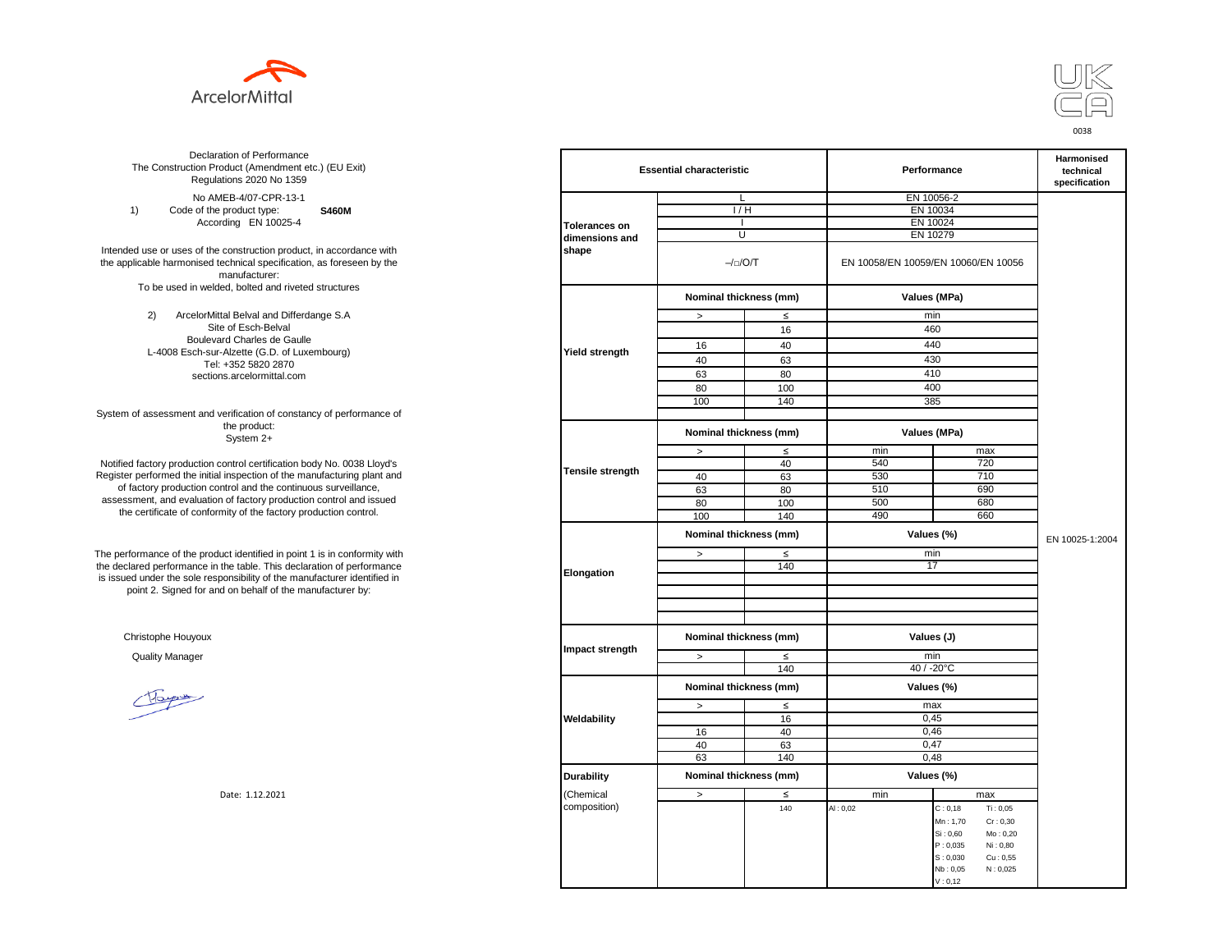ArcelorMittal

UK CA 0038

Declaration of Performance
The Construction Product (Amendment etc.) (EU Exit) Regulations 2020 No 1359

No AMEB-4/07-CPR-13-1

1) Code of the product type: **S460M**
According EN 10025-4

Intended use or uses of the construction product, in accordance with the applicable harmonised technical specification, as foreseen by the manufacturer:
To be used in welded, bolted and riveted structures

2) ArcelorMittal Belval and Differdange S.A
Site of Esch-Belval
Boulevard Charles de Gaulle
L-4008 Esch-sur-Alzette (G.D. of Luxembourg)
Tel: +352 5820 2870
sections.arcelormittal.com

System of assessment and verification of constancy of performance of the product:
System 2+

Notified factory production control certification body No. 0038 Lloyd's Register performed the initial inspection of the manufacturing plant and of factory production control and the continuous surveillance, assessment, and evaluation of factory production control and issued the certificate of conformity of the factory production control.

The performance of the product identified in point 1 is in conformity with the declared performance in the table. This declaration of performance is issued under the sole responsibility of the manufacturer identified in point 2. Signed for and on behalf of the manufacturer by:

Christophe Houyoux

Quality Manager

Date: 1.12.2021

| Essential characteristic | | | Performance | | Harmonised technical specification |
|---|---|---|---|---|---|
| Tolerances on dimensions and shape | L | | EN 10056-2 | | EN 10025-1:2004 |
| | I / H | | EN 10034 | | |
| | I | | EN 10024 | | |
| | U | | EN 10279 | | |
| | –/□/O/T | | EN 10058/EN 10059/EN 10060/EN 10056 | | |
| Yield strength | Nominal thickness (mm) | | Values (MPa) | | |
| | > | ≤ | min | | |
| | | 16 | 460 | | |
| | 16 | 40 | 440 | | |
| | 40 | 63 | 430 | | |
| | 63 | 80 | 410 | | |
| | 80 | 100 | 400 | | |
| | 100 | 140 | 385 | | |
| Tensile strength | Nominal thickness (mm) | | Values (MPa) | | |
| | > | ≤ | min | max | |
| | | 40 | 540 | 720 | |
| | 40 | 63 | 530 | 710 | |
| | 63 | 80 | 510 | 690 | |
| | 80 | 100 | 500 | 680 | |
| | 100 | 140 | 490 | 660 | |
| Elongation | Nominal thickness (mm) | | Values (%) | | |
| | > | ≤ | min | | |
| | | 140 | 17 | | |
| Impact strength | Nominal thickness (mm) | | Values (J) | | |
| | > | ≤ | min | | |
| | | 140 | 40 / -20°C | | |
| Weldability | Nominal thickness (mm) | | Values (%) | | |
| | > | ≤ | max | | |
| | | 16 | 0,45 | | |
| | 16 | 40 | 0,46 | | |
| | 40 | 63 | 0,47 | | |
| | 63 | 140 | 0,48 | | |
| Durability (Chemical composition) | Nominal thickness (mm) | | Values (%) | | |
| | > | ≤ | min | max | |
| | | 140 | Al : 0,02 | C : 0,18; Ti : 0,05; Mn : 1,70; Cr : 0,30; Si : 0,60; Mo : 0,20; P : 0,035; Ni : 0,80; S : 0,030; Cu : 0,55; Nb : 0,05; N : 0,025; V : 0,12 | |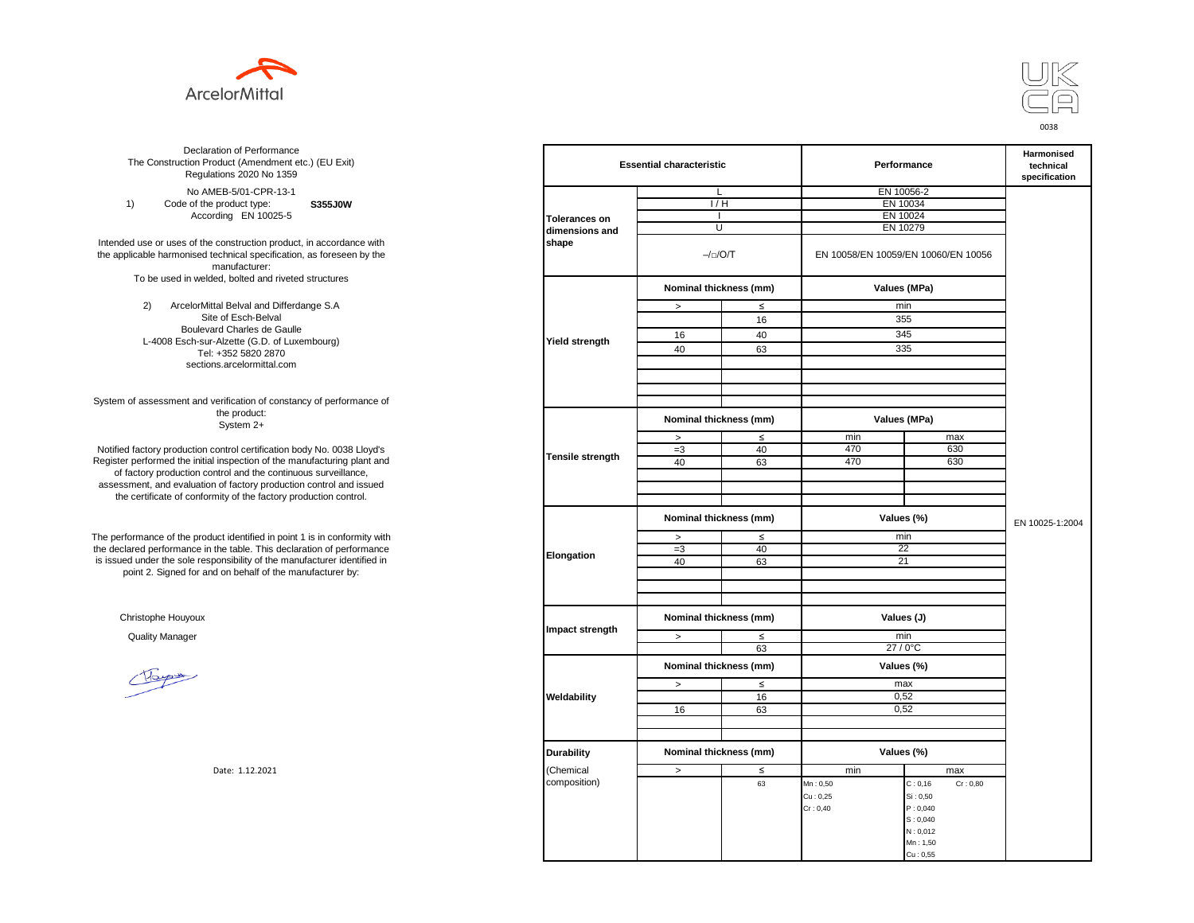ArcelorMittal

UK CA 0038

Declaration of Performance
The Construction Product (Amendment etc.) (EU Exit) Regulations 2020 No 1359

No AMEB-5/01-CPR-13-1

1) Code of the product type: **S355J0W**
According EN 10025-5

Intended use or uses of the construction product, in accordance with the applicable harmonised technical specification, as foreseen by the manufacturer:
To be used in welded, bolted and riveted structures

2) ArcelorMittal Belval and Differdange S.A
Site of Esch-Belval
Boulevard Charles de Gaulle
L-4008 Esch-sur-Alzette (G.D. of Luxembourg)
Tel: +352 5820 2870
sections.arcelormittal.com

System of assessment and verification of constancy of performance of the product:
System 2+

Notified factory production control certification body No. 0038 Lloyd's Register performed the initial inspection of the manufacturing plant and of factory production control and the continuous surveillance, assessment, and evaluation of factory production control and issued the certificate of conformity of the factory production control.

The performance of the product identified in point 1 is in conformity with the declared performance in the table. This declaration of performance is issued under the sole responsibility of the manufacturer identified in point 2. Signed for and on behalf of the manufacturer by:

Christophe Houyoux

Quality Manager

Date: 1.12.2021

| Essential characteristic | | | Performance | | Harmonised technical specification |
|---|---|---|---|---|---|
| Tolerances on dimensions and shape | L | | EN 10056-2 | | EN 10025-1:2004 |
| | I / H | | EN 10034 | | |
| | I | | EN 10024 | | |
| | U | | EN 10279 | | |
| | –/□/O/T | | EN 10058/EN 10059/EN 10060/EN 10056 | | |
| Yield strength | Nominal thickness (mm) | | Values (MPa) | | |
| | > | ≤ | min | | |
| | | 16 | 355 | | |
| | 16 | 40 | 345 | | |
| | 40 | 63 | 335 | | |
| Tensile strength | Nominal thickness (mm) | | Values (MPa) | | |
| | > | ≤ | min | max | |
| | =3 | 40 | 470 | 630 | |
| | 40 | 63 | 470 | 630 | |
| Elongation | Nominal thickness (mm) | | Values (%) | | |
| | > | ≤ | min | | |
| | =3 | 40 | 22 | | |
| | 40 | 63 | 21 | | |
| Impact strength | Nominal thickness (mm) | | Values (J) | | |
| | > | ≤ | min | | |
| | | 63 | 27 / 0°C | | |
| Weldability | Nominal thickness (mm) | | Values (%) | | |
| | > | ≤ | max | | |
| | | 16 | 0,52 | | |
| | 16 | 63 | 0,52 | | |
| Durability (Chemical composition) | Nominal thickness (mm) | | Values (%) | | |
| | > | ≤ | min | max | |
| | | 63 | Mn : 0,50<br>Cu : 0,25<br>Cr : 0,40 | C : 0,16 Cr : 0,80<br>Si : 0,50<br>P : 0,040<br>S : 0,040<br>N : 0,012<br>Mn : 1,50<br>Cu : 0,55 | |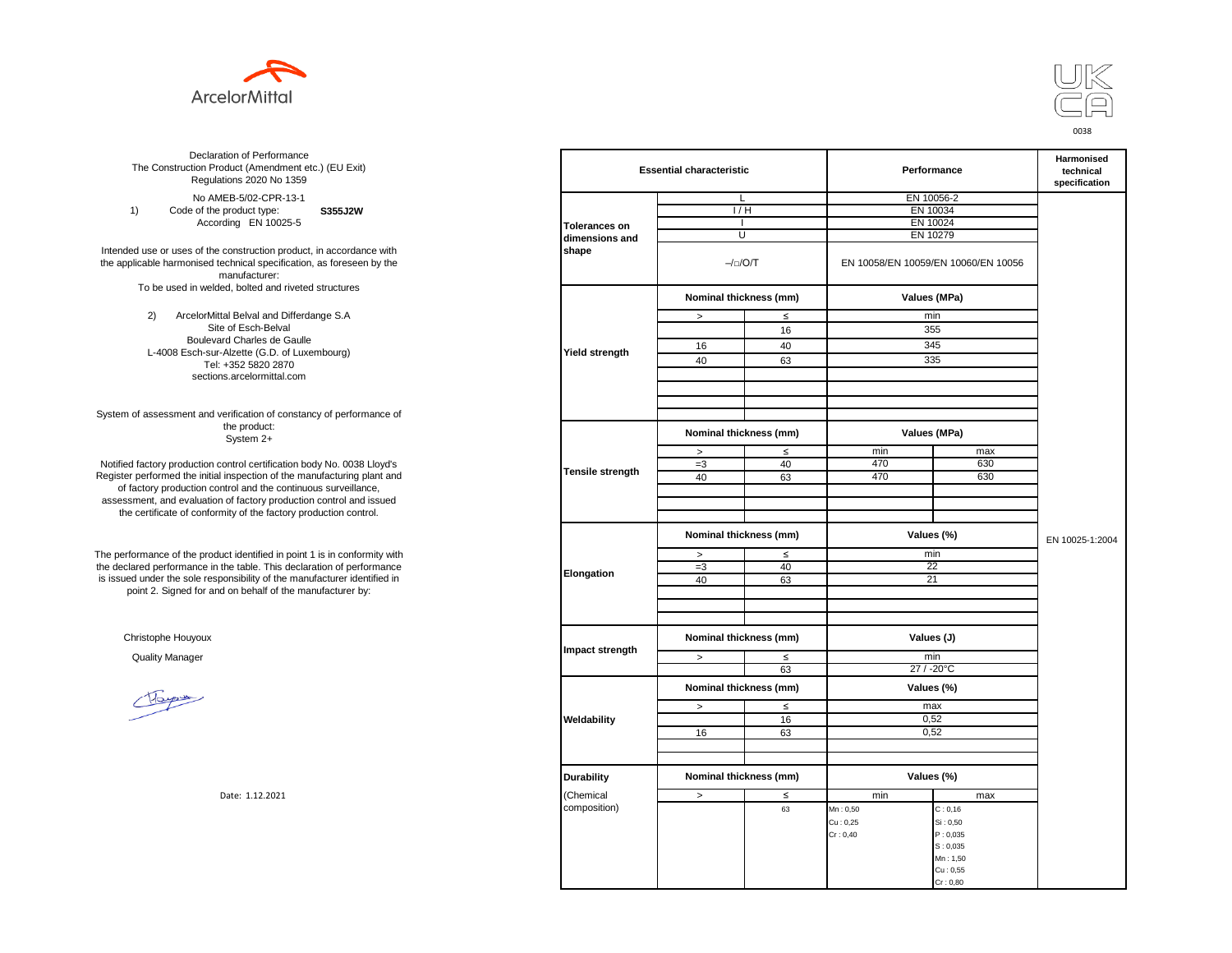ArcelorMittal

UK CA
0038

Declaration of Performance
The Construction Product (Amendment etc.) (EU Exit) Regulations 2020 No 1359

No AMEB-5/02-CPR-13-1

1) Code of the product type: **S355J2W**
According EN 10025-5

Intended use or uses of the construction product, in accordance with the applicable harmonised technical specification, as foreseen by the manufacturer:
To be used in welded, bolted and riveted structures

2) ArcelorMittal Belval and Differdange S.A
Site of Esch-Belval
Boulevard Charles de Gaulle
L-4008 Esch-sur-Alzette (G.D. of Luxembourg)
Tel: +352 5820 2870
sections.arcelormittal.com

System of assessment and verification of constancy of performance of the product:
System 2+

Notified factory production control certification body No. 0038 Lloyd's Register performed the initial inspection of the manufacturing plant and of factory production control and the continuous surveillance, assessment, and evaluation of factory production control and issued the certificate of conformity of the factory production control.

The performance of the product identified in point 1 is in conformity with the declared performance in the table. This declaration of performance is issued under the sole responsibility of the manufacturer identified in point 2. Signed for and on behalf of the manufacturer by:

Christophe Houyoux

Quality Manager

Date: 1.12.2021

| Essential characteristic | | | Performance | | Harmonised technical specification |
|---|---|---|---|---|---|
| Tolerances on dimensions and shape | L | | EN 10056-2 | | EN 10025-1:2004 |
| | I / H | | EN 10034 | | |
| | I | | EN 10024 | | |
| | U | | EN 10279 | | |
| | –/□/O/T | | EN 10058/EN 10059/EN 10060/EN 10056 | | |
| Yield strength | Nominal thickness (mm) | | Values (MPa) | | |
| | > | ≤ | min | | |
| | | 16 | 355 | | |
| | 16 | 40 | 345 | | |
| | 40 | 63 | 335 | | |
| Tensile strength | Nominal thickness (mm) | | Values (MPa) | | |
| | > | ≤ | min | max | |
| | =3 | 40 | 470 | 630 | |
| | 40 | 63 | 470 | 630 | |
| Elongation | Nominal thickness (mm) | | Values (%) | | |
| | > | ≤ | min | | |
| | =3 | 40 | 22 | | |
| | 40 | 63 | 21 | | |
| Impact strength | Nominal thickness (mm) | | Values (J) | | |
| | > | ≤ | min | | |
| | | 63 | 27 / -20°C | | |
| Weldability | Nominal thickness (mm) | | Values (%) | | |
| | > | ≤ | max | | |
| | | 16 | 0,52 | | |
| | 16 | 63 | 0,52 | | |
| Durability (Chemical composition) | Nominal thickness (mm) | | Values (%) | | |
| | > | ≤ | min | max | |
| | | 63 | Mn : 0,50<br>Cu : 0,25<br>Cr : 0,40 | C : 0,16<br>Si : 0,50<br>P : 0,035<br>S : 0,035<br>Mn : 1,50<br>Cu : 0,55<br>Cr : 0,80 | |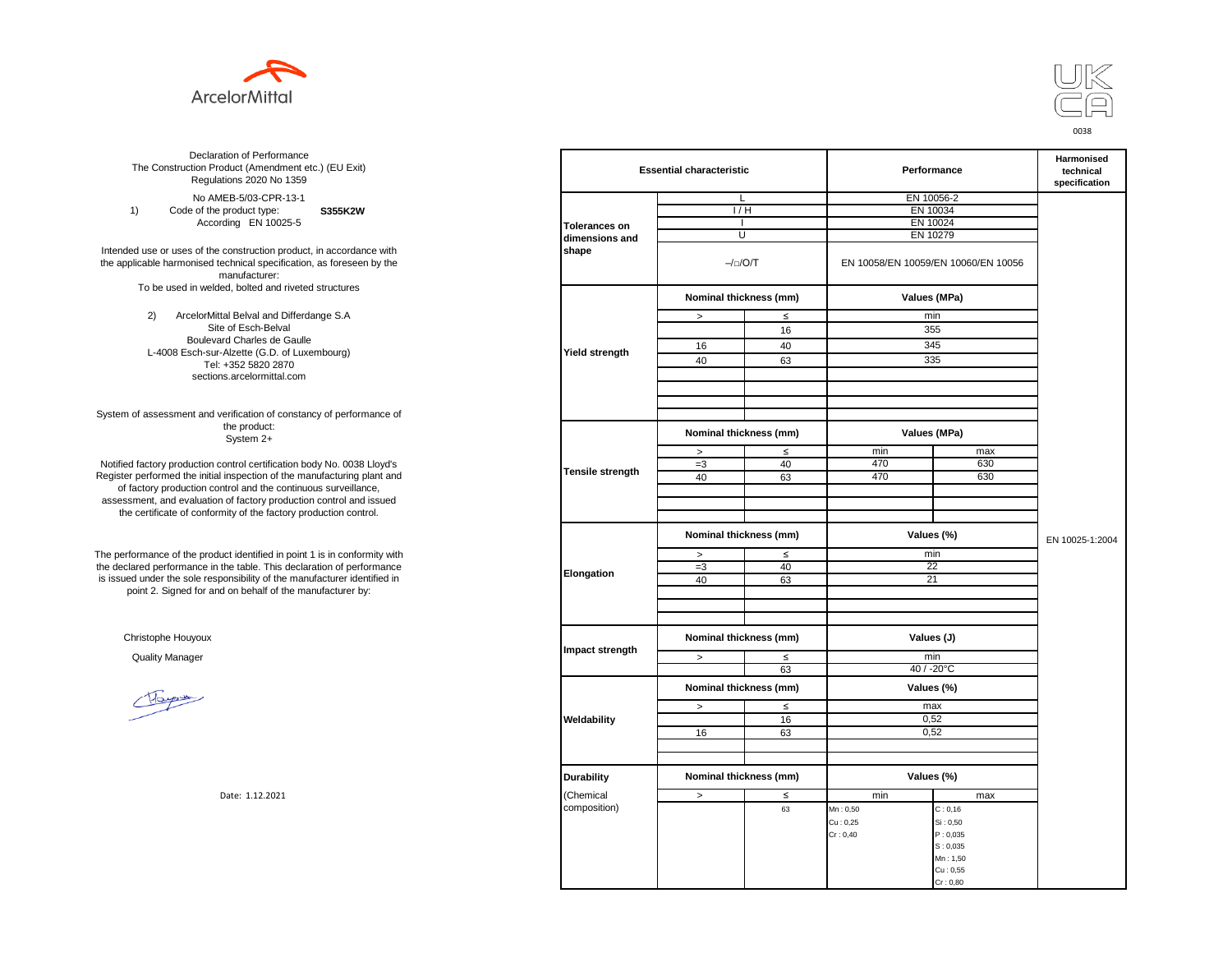ArcelorMittal

UK CA 0038

Declaration of Performance
The Construction Product (Amendment etc.) (EU Exit) Regulations 2020 No 1359

No AMEB-5/03-CPR-13-1

1) Code of the product type: **S355K2W**
According EN 10025-5

Intended use or uses of the construction product, in accordance with the applicable harmonised technical specification, as foreseen by the manufacturer:
To be used in welded, bolted and riveted structures

2) ArcelorMittal Belval and Differdange S.A
Site of Esch-Belval
Boulevard Charles de Gaulle
L-4008 Esch-sur-Alzette (G.D. of Luxembourg)
Tel: +352 5820 2870
sections.arcelormittal.com

System of assessment and verification of constancy of performance of the product:
System 2+

Notified factory production control certification body No. 0038 Lloyd's Register performed the initial inspection of the manufacturing plant and of factory production control and the continuous surveillance, assessment, and evaluation of factory production control and issued the certificate of conformity of the factory production control.

The performance of the product identified in point 1 is in conformity with the declared performance in the table. This declaration of performance is issued under the sole responsibility of the manufacturer identified in point 2. Signed for and on behalf of the manufacturer by:

Christophe Houyoux

Quality Manager

Date: 1.12.2021

| Essential characteristic | | | Performance | | Harmonised technical specification |
|---|---|---|---|---|---|
| Tolerances on dimensions and shape | L | | EN 10056-2 | | EN 10025-1:2004 |
| | I / H | | EN 10034 | | |
| | I | | EN 10024 | | |
| | U | | EN 10279 | | |
| | –/□/O/T | | EN 10058/EN 10059/EN 10060/EN 10056 | | |
| Yield strength | Nominal thickness (mm) | | Values (MPa) | | |
| | > | ≤ | min | | |
| | | 16 | 355 | | |
| | 16 | 40 | 345 | | |
| | 40 | 63 | 335 | | |
| Tensile strength | Nominal thickness (mm) | | Values (MPa) | | |
| | > | ≤ | min | max | |
| | =3 | 40 | 470 | 630 | |
| | 40 | 63 | 470 | 630 | |
| Elongation | Nominal thickness (mm) | | Values (%) | | |
| | > | ≤ | min | | |
| | =3 | 40 | 22 | | |
| | 40 | 63 | 21 | | |
| Impact strength | Nominal thickness (mm) | | Values (J) | | |
| | > | ≤ | min | | |
| | | 63 | 40 / -20°C | | |
| Weldability | Nominal thickness (mm) | | Values (%) | | |
| | > | ≤ | max | | |
| | | 16 | 0,52 | | |
| | 16 | 63 | 0,52 | | |
| Durability (Chemical composition) | Nominal thickness (mm) | | Values (%) | | |
| | > | ≤ | min | max | |
| | | 63 | Mn : 0,50<br>Cu : 0,25<br>Cr : 0,40 | C : 0,16<br>Si : 0,50<br>P : 0,035<br>S : 0,035<br>Mn : 1,50<br>Cu : 0,55<br>Cr : 0,80 | |